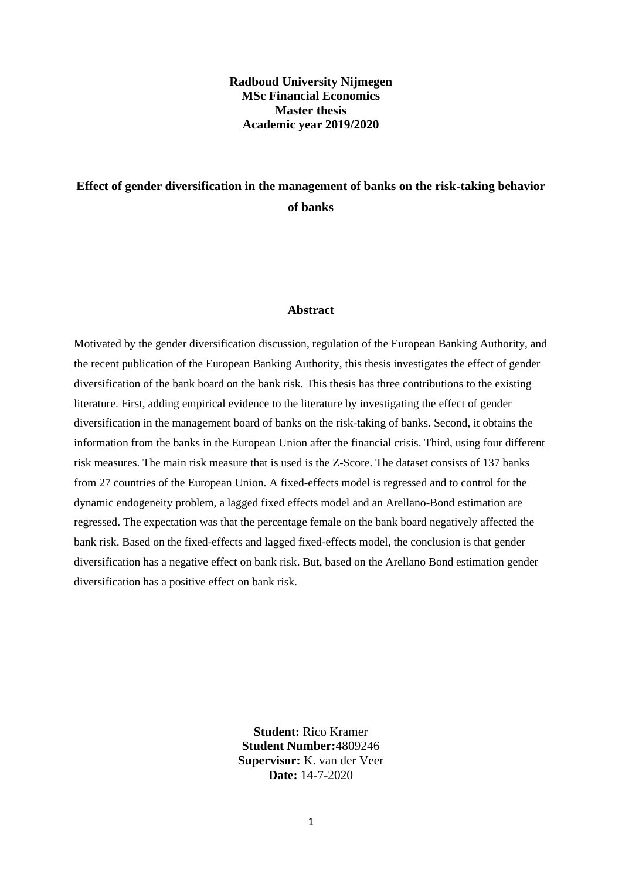**Radboud University Nijmegen**
**MSc Financial Economics**
**Master thesis**
**Academic year 2019/2020**

# Effect of gender diversification in the management of banks on the risk-taking behavior of banks

## Abstract

Motivated by the gender diversification discussion, regulation of the European Banking Authority, and the recent publication of the European Banking Authority, this thesis investigates the effect of gender diversification of the bank board on the bank risk. This thesis has three contributions to the existing literature. First, adding empirical evidence to the literature by investigating the effect of gender diversification in the management board of banks on the risk-taking of banks. Second, it obtains the information from the banks in the European Union after the financial crisis. Third, using four different risk measures. The main risk measure that is used is the Z-Score. The dataset consists of 137 banks from 27 countries of the European Union. A fixed-effects model is regressed and to control for the dynamic endogeneity problem, a lagged fixed effects model and an Arellano-Bond estimation are regressed. The expectation was that the percentage female on the bank board negatively affected the bank risk. Based on the fixed-effects and lagged fixed-effects model, the conclusion is that gender diversification has a negative effect on bank risk. But, based on the Arellano Bond estimation gender diversification has a positive effect on bank risk.

**Student:** Rico Kramer
**Student Number:**4809246
**Supervisor:** K. van der Veer
**Date:** 14-7-2020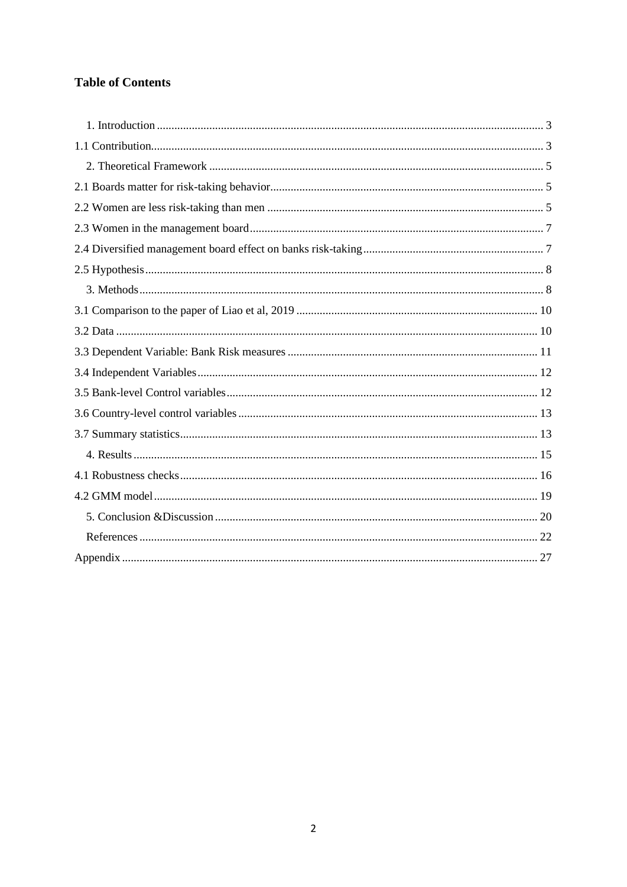# Table of Contents

1. Introduction ........ 3

1.1 Contribution ........ 3

2. Theoretical Framework ........ 5

2.1 Boards matter for risk-taking behavior ........ 5

2.2 Women are less risk-taking than men ........ 5

2.3 Women in the management board ........ 7

2.4 Diversified management board effect on banks risk-taking ........ 7

2.5 Hypothesis ........ 8

3. Methods ........ 8

3.1 Comparison to the paper of Liao et al, 2019 ........ 10

3.2 Data ........ 10

3.3 Dependent Variable: Bank Risk measures ........ 11

3.4 Independent Variables ........ 12

3.5 Bank-level Control variables ........ 12

3.6 Country-level control variables ........ 13

3.7 Summary statistics ........ 13

4. Results ........ 15

4.1 Robustness checks ........ 16

4.2 GMM model ........ 19

5. Conclusion &Discussion ........ 20

References ........ 22

Appendix ........ 27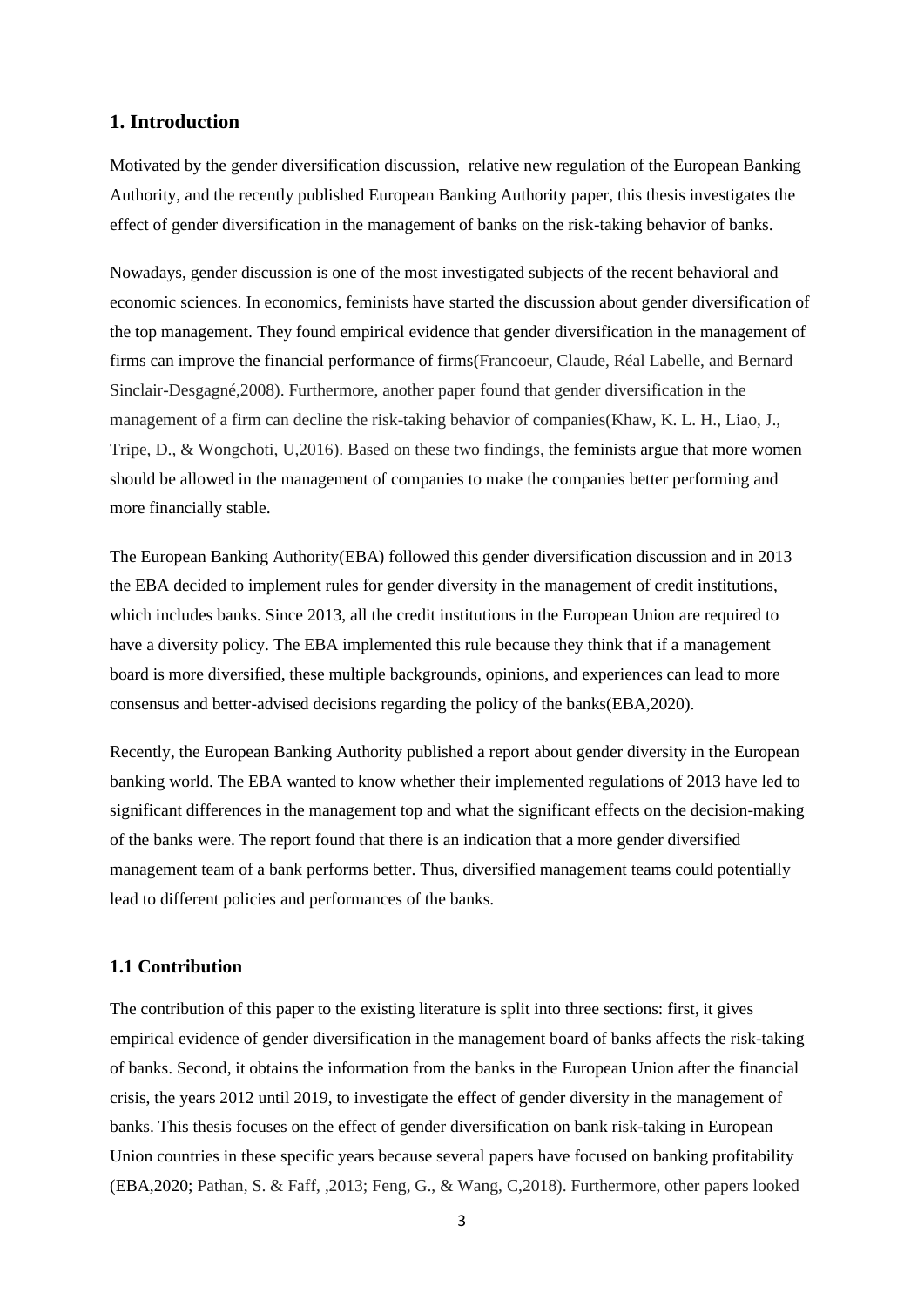## 1. Introduction

Motivated by the gender diversification discussion,  relative new regulation of the European Banking Authority, and the recently published European Banking Authority paper, this thesis investigates the effect of gender diversification in the management of banks on the risk-taking behavior of banks.

Nowadays, gender discussion is one of the most investigated subjects of the recent behavioral and economic sciences. In economics, feminists have started the discussion about gender diversification of the top management. They found empirical evidence that gender diversification in the management of firms can improve the financial performance of firms(Francoeur, Claude, Réal Labelle, and Bernard Sinclair-Desgagné,2008). Furthermore, another paper found that gender diversification in the management of a firm can decline the risk-taking behavior of companies(Khaw, K. L. H., Liao, J., Tripe, D., & Wongchoti, U,2016). Based on these two findings, the feminists argue that more women should be allowed in the management of companies to make the companies better performing and more financially stable.

The European Banking Authority(EBA) followed this gender diversification discussion and in 2013 the EBA decided to implement rules for gender diversity in the management of credit institutions, which includes banks. Since 2013, all the credit institutions in the European Union are required to have a diversity policy. The EBA implemented this rule because they think that if a management board is more diversified, these multiple backgrounds, opinions, and experiences can lead to more consensus and better-advised decisions regarding the policy of the banks(EBA,2020).

Recently, the European Banking Authority published a report about gender diversity in the European banking world. The EBA wanted to know whether their implemented regulations of 2013 have led to significant differences in the management top and what the significant effects on the decision-making of the banks were. The report found that there is an indication that a more gender diversified management team of a bank performs better. Thus, diversified management teams could potentially lead to different policies and performances of the banks.

### 1.1 Contribution

The contribution of this paper to the existing literature is split into three sections: first, it gives empirical evidence of gender diversification in the management board of banks affects the risk-taking of banks. Second, it obtains the information from the banks in the European Union after the financial crisis, the years 2012 until 2019, to investigate the effect of gender diversity in the management of banks. This thesis focuses on the effect of gender diversification on bank risk-taking in European Union countries in these specific years because several papers have focused on banking profitability (EBA,2020; Pathan, S. & Faff, ,2013; Feng, G., & Wang, C,2018). Furthermore, other papers looked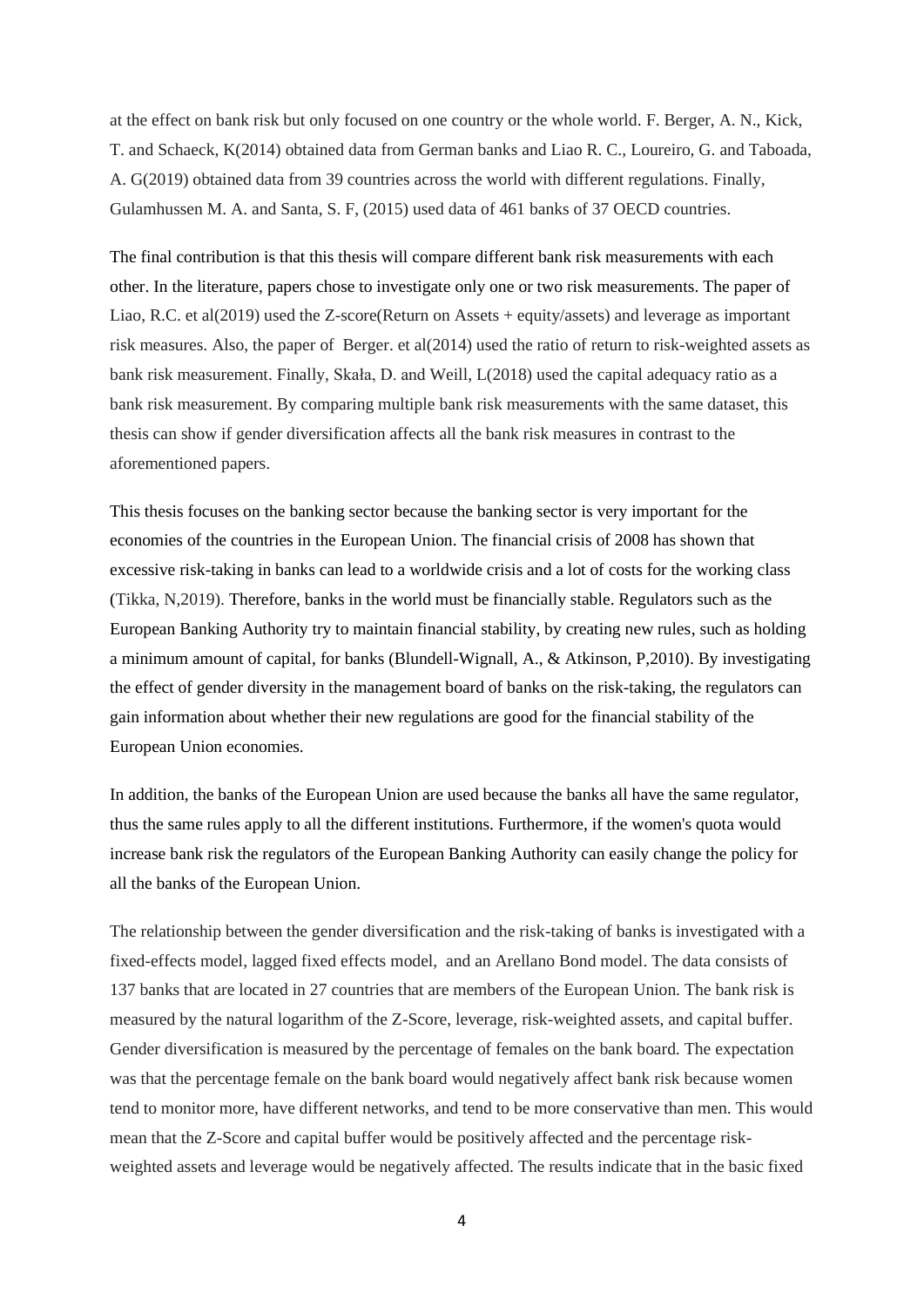at the effect on bank risk but only focused on one country or the whole world. F. Berger, A. N., Kick, T. and Schaeck, K(2014) obtained data from German banks and Liao R. C., Loureiro, G. and Taboada, A. G(2019) obtained data from 39 countries across the world with different regulations. Finally, Gulamhussen M. A. and Santa, S. F, (2015) used data of 461 banks of 37 OECD countries.

The final contribution is that this thesis will compare different bank risk measurements with each other. In the literature, papers chose to investigate only one or two risk measurements. The paper of Liao, R.C. et al(2019) used the Z-score(Return on Assets + equity/assets) and leverage as important risk measures. Also, the paper of Berger. et al(2014) used the ratio of return to risk-weighted assets as bank risk measurement. Finally, Skała, D. and Weill, L(2018) used the capital adequacy ratio as a bank risk measurement. By comparing multiple bank risk measurements with the same dataset, this thesis can show if gender diversification affects all the bank risk measures in contrast to the aforementioned papers.

This thesis focuses on the banking sector because the banking sector is very important for the economies of the countries in the European Union. The financial crisis of 2008 has shown that excessive risk-taking in banks can lead to a worldwide crisis and a lot of costs for the working class (Tikka, N,2019). Therefore, banks in the world must be financially stable. Regulators such as the European Banking Authority try to maintain financial stability, by creating new rules, such as holding a minimum amount of capital, for banks (Blundell-Wignall, A., & Atkinson, P,2010). By investigating the effect of gender diversity in the management board of banks on the risk-taking, the regulators can gain information about whether their new regulations are good for the financial stability of the European Union economies.

In addition, the banks of the European Union are used because the banks all have the same regulator, thus the same rules apply to all the different institutions. Furthermore, if the women's quota would increase bank risk the regulators of the European Banking Authority can easily change the policy for all the banks of the European Union.

The relationship between the gender diversification and the risk-taking of banks is investigated with a fixed-effects model, lagged fixed effects model, and an Arellano Bond model. The data consists of 137 banks that are located in 27 countries that are members of the European Union. The bank risk is measured by the natural logarithm of the Z-Score, leverage, risk-weighted assets, and capital buffer. Gender diversification is measured by the percentage of females on the bank board. The expectation was that the percentage female on the bank board would negatively affect bank risk because women tend to monitor more, have different networks, and tend to be more conservative than men. This would mean that the Z-Score and capital buffer would be positively affected and the percentage risk-weighted assets and leverage would be negatively affected. The results indicate that in the basic fixed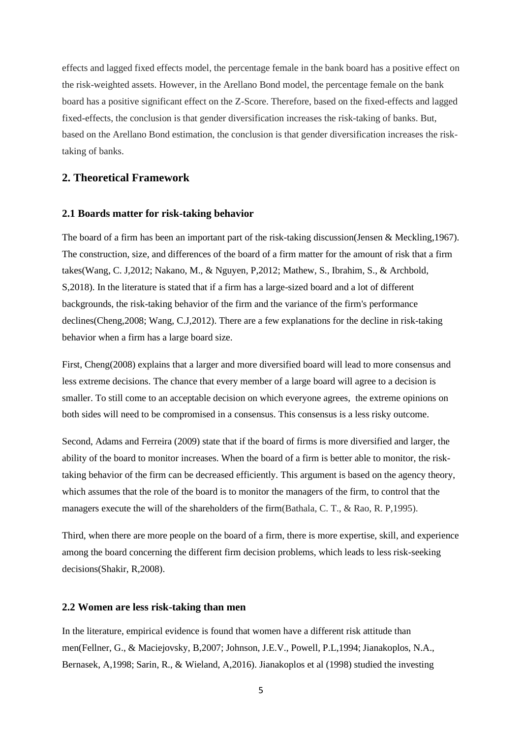effects and lagged fixed effects model, the percentage female in the bank board has a positive effect on the risk-weighted assets. However, in the Arellano Bond model, the percentage female on the bank board has a positive significant effect on the Z-Score. Therefore, based on the fixed-effects and lagged fixed-effects, the conclusion is that gender diversification increases the risk-taking of banks. But, based on the Arellano Bond estimation, the conclusion is that gender diversification increases the risk-taking of banks.

## 2. Theoretical Framework

### 2.1 Boards matter for risk-taking behavior

The board of a firm has been an important part of the risk-taking discussion(Jensen & Meckling,1967). The construction, size, and differences of the board of a firm matter for the amount of risk that a firm takes(Wang, C. J,2012; Nakano, M., & Nguyen, P,2012; Mathew, S., Ibrahim, S., & Archbold, S,2018). In the literature is stated that if a firm has a large-sized board and a lot of different backgrounds, the risk-taking behavior of the firm and the variance of the firm's performance declines(Cheng,2008; Wang, C.J,2012). There are a few explanations for the decline in risk-taking behavior when a firm has a large board size.

First, Cheng(2008) explains that a larger and more diversified board will lead to more consensus and less extreme decisions. The chance that every member of a large board will agree to a decision is smaller. To still come to an acceptable decision on which everyone agrees, the extreme opinions on both sides will need to be compromised in a consensus. This consensus is a less risky outcome.

Second, Adams and Ferreira (2009) state that if the board of firms is more diversified and larger, the ability of the board to monitor increases. When the board of a firm is better able to monitor, the risk-taking behavior of the firm can be decreased efficiently. This argument is based on the agency theory, which assumes that the role of the board is to monitor the managers of the firm, to control that the managers execute the will of the shareholders of the firm(Bathala, C. T., & Rao, R. P,1995).

Third, when there are more people on the board of a firm, there is more expertise, skill, and experience among the board concerning the different firm decision problems, which leads to less risk-seeking decisions(Shakir, R,2008).

### 2.2 Women are less risk-taking than men

In the literature, empirical evidence is found that women have a different risk attitude than men(Fellner, G., & Maciejovsky, B,2007; Johnson, J.E.V., Powell, P.L,1994; Jianakoplos, N.A., Bernasek, A,1998; Sarin, R., & Wieland, A,2016). Jianakoplos et al (1998) studied the investing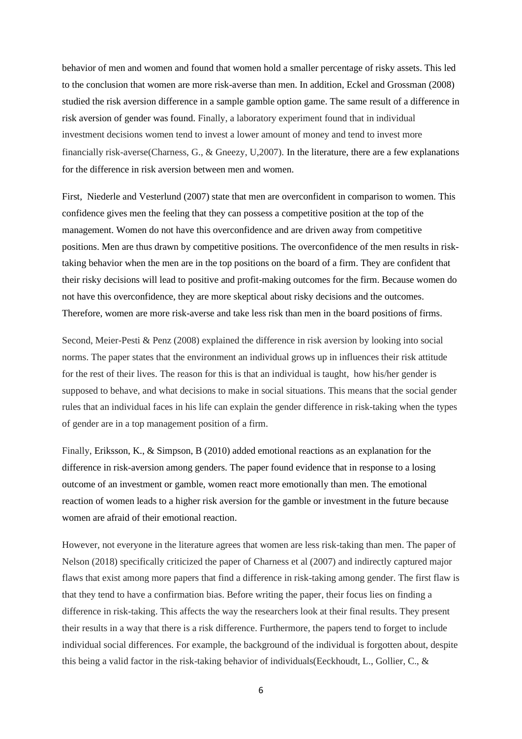behavior of men and women and found that women hold a smaller percentage of risky assets. This led to the conclusion that women are more risk-averse than men. In addition, Eckel and Grossman (2008) studied the risk aversion difference in a sample gamble option game. The same result of a difference in risk aversion of gender was found. Finally, a laboratory experiment found that in individual investment decisions women tend to invest a lower amount of money and tend to invest more financially risk-averse(Charness, G., & Gneezy, U,2007). In the literature, there are a few explanations for the difference in risk aversion between men and women.

First, Niederle and Vesterlund (2007) state that men are overconfident in comparison to women. This confidence gives men the feeling that they can possess a competitive position at the top of the management. Women do not have this overconfidence and are driven away from competitive positions. Men are thus drawn by competitive positions. The overconfidence of the men results in risk-taking behavior when the men are in the top positions on the board of a firm. They are confident that their risky decisions will lead to positive and profit-making outcomes for the firm. Because women do not have this overconfidence, they are more skeptical about risky decisions and the outcomes. Therefore, women are more risk-averse and take less risk than men in the board positions of firms.

Second, Meier-Pesti & Penz (2008) explained the difference in risk aversion by looking into social norms. The paper states that the environment an individual grows up in influences their risk attitude for the rest of their lives. The reason for this is that an individual is taught, how his/her gender is supposed to behave, and what decisions to make in social situations. This means that the social gender rules that an individual faces in his life can explain the gender difference in risk-taking when the types of gender are in a top management position of a firm.

Finally, Eriksson, K., & Simpson, B (2010) added emotional reactions as an explanation for the difference in risk-aversion among genders. The paper found evidence that in response to a losing outcome of an investment or gamble, women react more emotionally than men. The emotional reaction of women leads to a higher risk aversion for the gamble or investment in the future because women are afraid of their emotional reaction.

However, not everyone in the literature agrees that women are less risk-taking than men. The paper of Nelson (2018) specifically criticized the paper of Charness et al (2007) and indirectly captured major flaws that exist among more papers that find a difference in risk-taking among gender. The first flaw is that they tend to have a confirmation bias. Before writing the paper, their focus lies on finding a difference in risk-taking. This affects the way the researchers look at their final results. They present their results in a way that there is a risk difference. Furthermore, the papers tend to forget to include individual social differences. For example, the background of the individual is forgotten about, despite this being a valid factor in the risk-taking behavior of individuals(Eeckhoudt, L., Gollier, C., &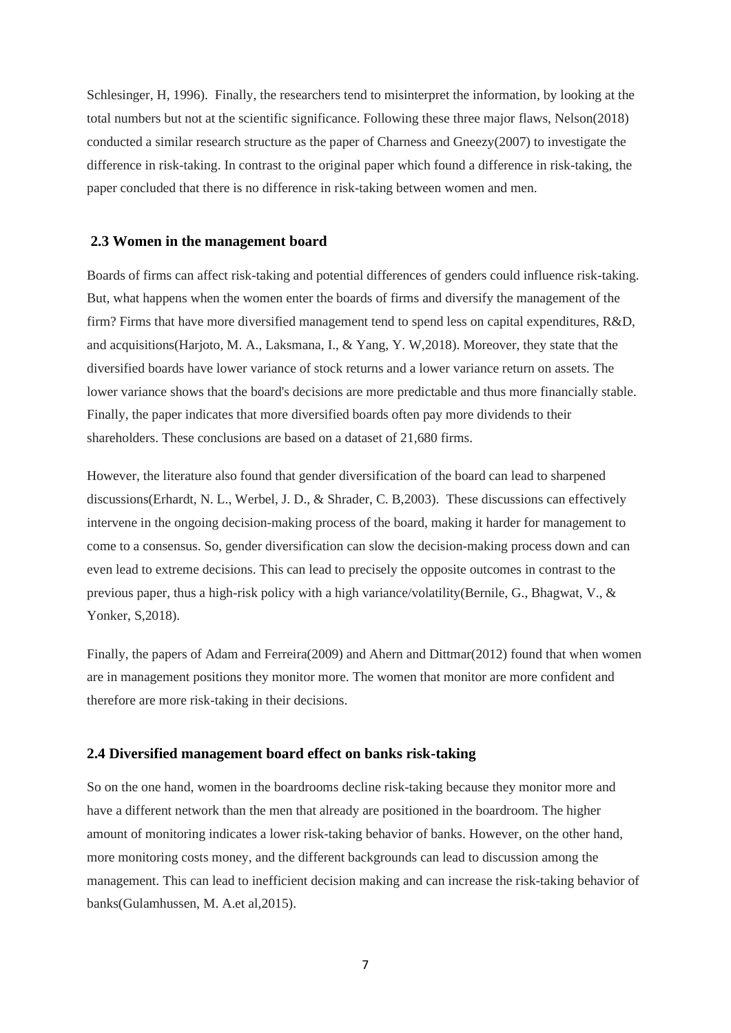Schlesinger, H, 1996). Finally, the researchers tend to misinterpret the information, by looking at the total numbers but not at the scientific significance. Following these three major flaws, Nelson(2018) conducted a similar research structure as the paper of Charness and Gneezy(2007) to investigate the difference in risk-taking. In contrast to the original paper which found a difference in risk-taking, the paper concluded that there is no difference in risk-taking between women and men.

### 2.3 Women in the management board

Boards of firms can affect risk-taking and potential differences of genders could influence risk-taking. But, what happens when the women enter the boards of firms and diversify the management of the firm? Firms that have more diversified management tend to spend less on capital expenditures, R&D, and acquisitions(Harjoto, M. A., Laksmana, I., & Yang, Y. W,2018). Moreover, they state that the diversified boards have lower variance of stock returns and a lower variance return on assets. The lower variance shows that the board's decisions are more predictable and thus more financially stable. Finally, the paper indicates that more diversified boards often pay more dividends to their shareholders. These conclusions are based on a dataset of 21,680 firms.

However, the literature also found that gender diversification of the board can lead to sharpened discussions(Erhardt, N. L., Werbel, J. D., & Shrader, C. B,2003). These discussions can effectively intervene in the ongoing decision-making process of the board, making it harder for management to come to a consensus. So, gender diversification can slow the decision-making process down and can even lead to extreme decisions. This can lead to precisely the opposite outcomes in contrast to the previous paper, thus a high-risk policy with a high variance/volatility(Bernile, G., Bhagwat, V., & Yonker, S,2018).

Finally, the papers of Adam and Ferreira(2009) and Ahern and Dittmar(2012) found that when women are in management positions they monitor more. The women that monitor are more confident and therefore are more risk-taking in their decisions.

### 2.4 Diversified management board effect on banks risk-taking

So on the one hand, women in the boardrooms decline risk-taking because they monitor more and have a different network than the men that already are positioned in the boardroom. The higher amount of monitoring indicates a lower risk-taking behavior of banks. However, on the other hand, more monitoring costs money, and the different backgrounds can lead to discussion among the management. This can lead to inefficient decision making and can increase the risk-taking behavior of banks(Gulamhussen, M. A.et al,2015).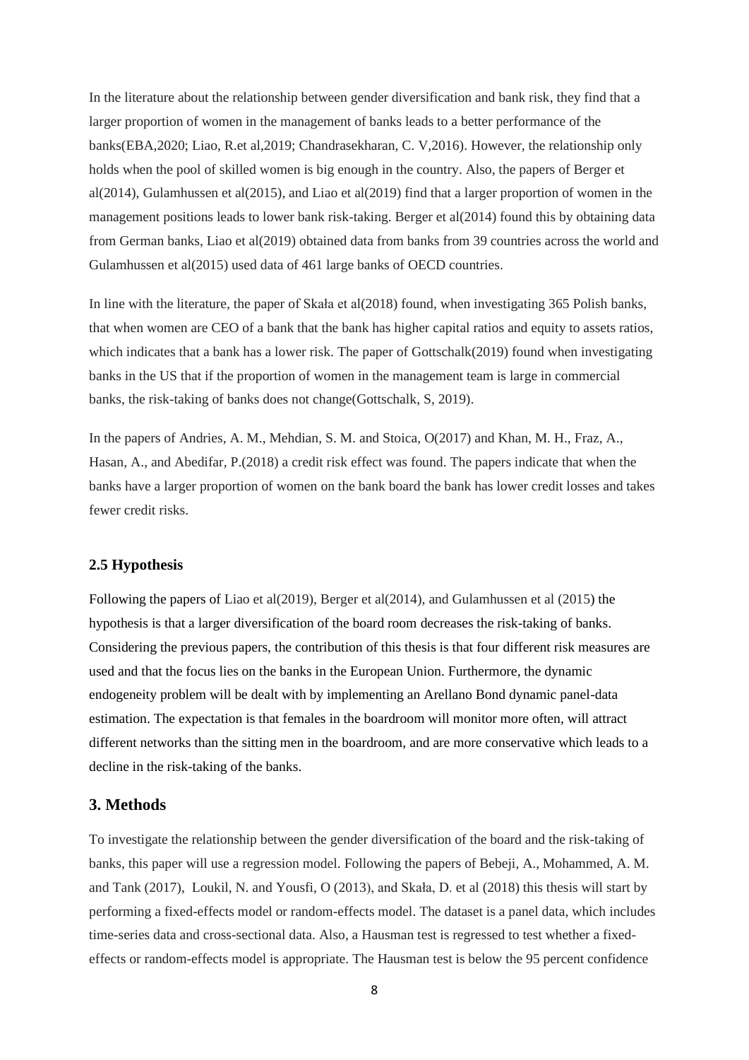In the literature about the relationship between gender diversification and bank risk, they find that a larger proportion of women in the management of banks leads to a better performance of the banks(EBA,2020; Liao, R.et al,2019; Chandrasekharan, C. V,2016). However, the relationship only holds when the pool of skilled women is big enough in the country. Also, the papers of Berger et al(2014), Gulamhussen et al(2015), and Liao et al(2019) find that a larger proportion of women in the management positions leads to lower bank risk-taking. Berger et al(2014) found this by obtaining data from German banks, Liao et al(2019) obtained data from banks from 39 countries across the world and Gulamhussen et al(2015) used data of 461 large banks of OECD countries.

In line with the literature, the paper of Skała et al(2018) found, when investigating 365 Polish banks, that when women are CEO of a bank that the bank has higher capital ratios and equity to assets ratios, which indicates that a bank has a lower risk. The paper of Gottschalk(2019) found when investigating banks in the US that if the proportion of women in the management team is large in commercial banks, the risk-taking of banks does not change(Gottschalk, S, 2019).

In the papers of Andries, A. M., Mehdian, S. M. and Stoica, O(2017) and Khan, M. H., Fraz, A., Hasan, A., and Abedifar, P.(2018) a credit risk effect was found. The papers indicate that when the banks have a larger proportion of women on the bank board the bank has lower credit losses and takes fewer credit risks.

### 2.5 Hypothesis

Following the papers of Liao et al(2019), Berger et al(2014), and Gulamhussen et al (2015) the hypothesis is that a larger diversification of the board room decreases the risk-taking of banks. Considering the previous papers, the contribution of this thesis is that four different risk measures are used and that the focus lies on the banks in the European Union. Furthermore, the dynamic endogeneity problem will be dealt with by implementing an Arellano Bond dynamic panel-data estimation. The expectation is that females in the boardroom will monitor more often, will attract different networks than the sitting men in the boardroom, and are more conservative which leads to a decline in the risk-taking of the banks.

## 3. Methods

To investigate the relationship between the gender diversification of the board and the risk-taking of banks, this paper will use a regression model. Following the papers of Bebeji, A., Mohammed, A. M. and Tank (2017), Loukil, N. and Yousfi, O (2013), and Skała, D. et al (2018) this thesis will start by performing a fixed-effects model or random-effects model. The dataset is a panel data, which includes time-series data and cross-sectional data. Also, a Hausman test is regressed to test whether a fixed-effects or random-effects model is appropriate. The Hausman test is below the 95 percent confidence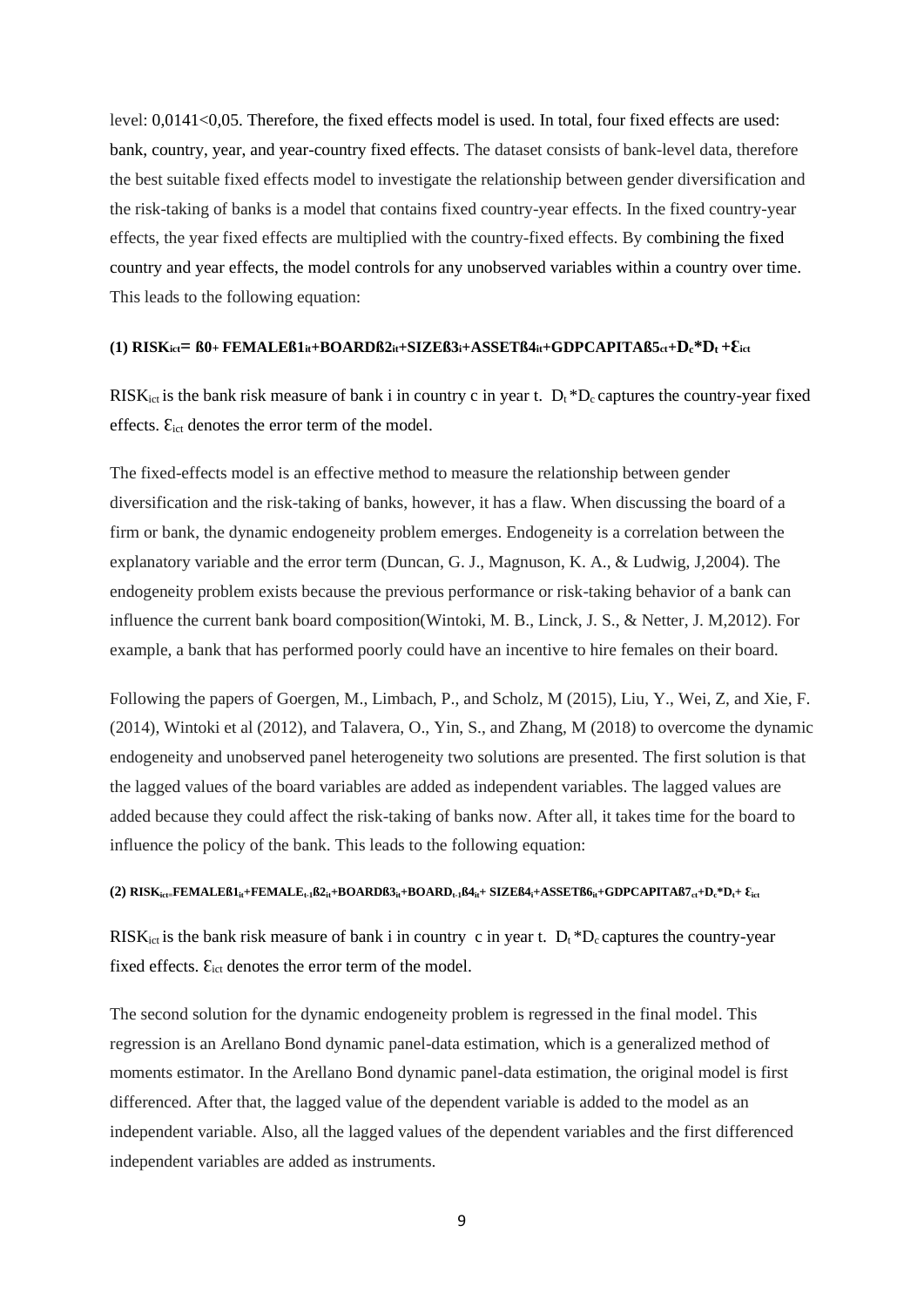level: 0,0141<0,05. Therefore, the fixed effects model is used. In total, four fixed effects are used: bank, country, year, and year-country fixed effects. The dataset consists of bank-level data, therefore the best suitable fixed effects model to investigate the relationship between gender diversification and the risk-taking of banks is a model that contains fixed country-year effects. In the fixed country-year effects, the year fixed effects are multiplied with the country-fixed effects. By combining the fixed country and year effects, the model controls for any unobserved variables within a country over time. This leads to the following equation:

$$\textbf{(1)}\ RISK_{ict} = ß0 + FEMALEß1_{it} + BOARDß2_{it} + SIZEß3_{i} + ASSETß4_{it} + GDPCAPITAß5_{ct} + D_c * D_t + \varepsilon_{ict}$$

$RISK_{ict}$ is the bank risk measure of bank i in country c in year t. $D_t * D_c$ captures the country-year fixed effects. $\varepsilon_{ict}$ denotes the error term of the model.

The fixed-effects model is an effective method to measure the relationship between gender diversification and the risk-taking of banks, however, it has a flaw. When discussing the board of a firm or bank, the dynamic endogeneity problem emerges. Endogeneity is a correlation between the explanatory variable and the error term (Duncan, G. J., Magnuson, K. A., & Ludwig, J,2004). The endogeneity problem exists because the previous performance or risk-taking behavior of a bank can influence the current bank board composition(Wintoki, M. B., Linck, J. S., & Netter, J. M,2012). For example, a bank that has performed poorly could have an incentive to hire females on their board.

Following the papers of Goergen, M., Limbach, P., and Scholz, M (2015), Liu, Y., Wei, Z, and Xie, F. (2014), Wintoki et al (2012), and Talavera, O., Yin, S., and Zhang, M (2018) to overcome the dynamic endogeneity and unobserved panel heterogeneity two solutions are presented. The first solution is that the lagged values of the board variables are added as independent variables. The lagged values are added because they could affect the risk-taking of banks now. After all, it takes time for the board to influence the policy of the bank. This leads to the following equation:

$$\textbf{(2)}\ RISK_{ict} = FEMALEß1_{it} + FEMALE_{t-1}ß2_{it} + BOARDß3_{it} + BOARD_{t-1}ß4_{it} + SIZEß4_{i} + ASSETß6_{it} + GDPCAPITAß7_{ct} + D_c * D_t + \varepsilon_{ict}$$

$RISK_{ict}$ is the bank risk measure of bank i in country c in year t. $D_t * D_c$ captures the country-year fixed effects. $\varepsilon_{ict}$ denotes the error term of the model.

The second solution for the dynamic endogeneity problem is regressed in the final model. This regression is an Arellano Bond dynamic panel-data estimation, which is a generalized method of moments estimator. In the Arellano Bond dynamic panel-data estimation, the original model is first differenced. After that, the lagged value of the dependent variable is added to the model as an independent variable. Also, all the lagged values of the dependent variables and the first differenced independent variables are added as instruments.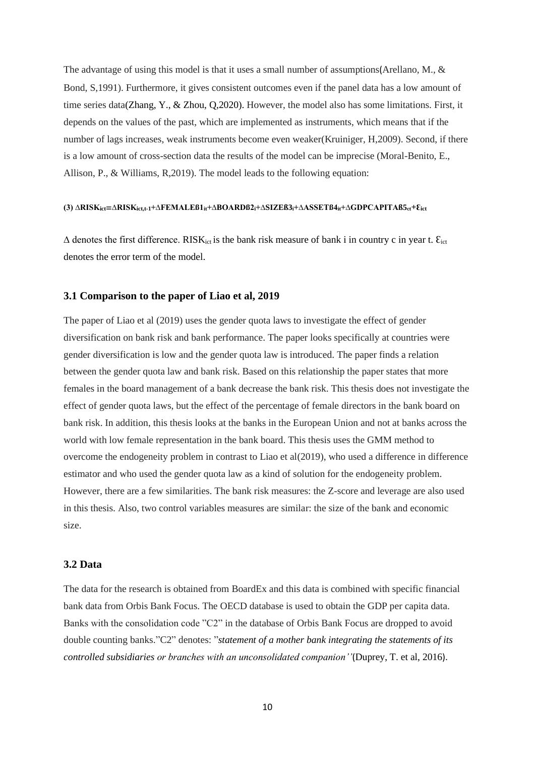The advantage of using this model is that it uses a small number of assumptions(Arellano, M., & Bond, S,1991). Furthermore, it gives consistent outcomes even if the panel data has a low amount of time series data(Zhang, Y., & Zhou, Q,2020). However, the model also has some limitations. First, it depends on the values of the past, which are implemented as instruments, which means that if the number of lags increases, weak instruments become even weaker(Kruiniger, H,2009). Second, if there is a low amount of cross-section data the results of the model can be imprecise (Moral-Benito, E., Allison, P., & Williams, R,2019). The model leads to the following equation:

$$(3)\ \Delta RISK_{ict}=\Delta RISK_{ict,t-1}+\Delta FEMALE\beta 1_{it}+\Delta BOARD\beta 2_{i}+\Delta SIZE\beta 3_{i}+\Delta ASSET\beta 4_{it}+\Delta GDPCAPITA\beta 5_{ct}+\varepsilon_{ict}$$

$\Delta$ denotes the first difference. $RISK_{ict}$ is the bank risk measure of bank i in country c in year t. $\varepsilon_{ict}$ denotes the error term of the model.

### 3.1 Comparison to the paper of Liao et al, 2019

The paper of Liao et al (2019) uses the gender quota laws to investigate the effect of gender diversification on bank risk and bank performance. The paper looks specifically at countries were gender diversification is low and the gender quota law is introduced. The paper finds a relation between the gender quota law and bank risk. Based on this relationship the paper states that more females in the board management of a bank decrease the bank risk. This thesis does not investigate the effect of gender quota laws, but the effect of the percentage of female directors in the bank board on bank risk. In addition, this thesis looks at the banks in the European Union and not at banks across the world with low female representation in the bank board. This thesis uses the GMM method to overcome the endogeneity problem in contrast to Liao et al(2019), who used a difference in difference estimator and who used the gender quota law as a kind of solution for the endogeneity problem. However, there are a few similarities. The bank risk measures: the Z-score and leverage are also used in this thesis. Also, two control variables measures are similar: the size of the bank and economic size.

### 3.2 Data

The data for the research is obtained from BoardEx and this data is combined with specific financial bank data from Orbis Bank Focus. The OECD database is used to obtain the GDP per capita data. Banks with the consolidation code "C2" in the database of Orbis Bank Focus are dropped to avoid double counting banks."C2" denotes: "*statement of a mother bank integrating the statements of its controlled subsidiaries or branches with an unconsolidated companion''*(Duprey, T. et al, 2016).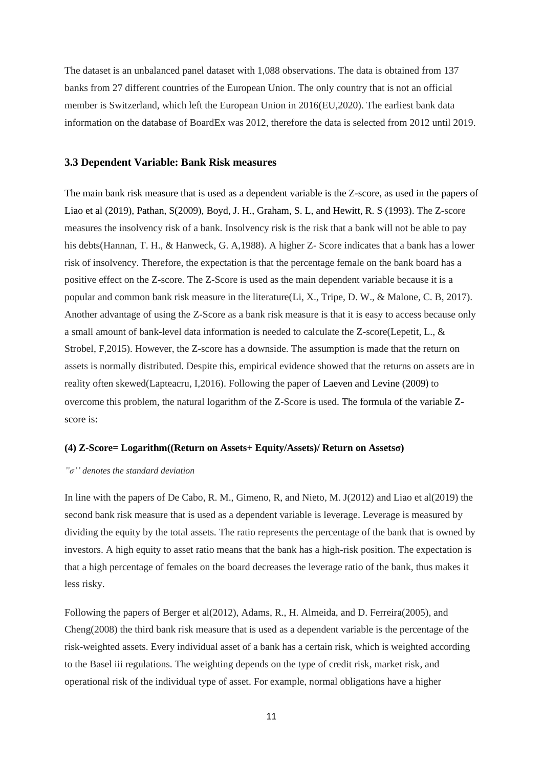The dataset is an unbalanced panel dataset with 1,088 observations. The data is obtained from 137 banks from 27 different countries of the European Union. The only country that is not an official member is Switzerland, which left the European Union in 2016(EU,2020). The earliest bank data information on the database of BoardEx was 2012, therefore the data is selected from 2012 until 2019.

### 3.3 Dependent Variable: Bank Risk measures

The main bank risk measure that is used as a dependent variable is the Z-score, as used in the papers of Liao et al (2019), Pathan, S(2009), Boyd, J. H., Graham, S. L, and Hewitt, R. S (1993). The Z-score measures the insolvency risk of a bank. Insolvency risk is the risk that a bank will not be able to pay his debts(Hannan, T. H., & Hanweck, G. A,1988). A higher Z- Score indicates that a bank has a lower risk of insolvency. Therefore, the expectation is that the percentage female on the bank board has a positive effect on the Z-score. The Z-Score is used as the main dependent variable because it is a popular and common bank risk measure in the literature(Li, X., Tripe, D. W., & Malone, C. B, 2017). Another advantage of using the Z-Score as a bank risk measure is that it is easy to access because only a small amount of bank-level data information is needed to calculate the Z-score(Lepetit, L., & Strobel, F,2015). However, the Z-score has a downside. The assumption is made that the return on assets is normally distributed. Despite this, empirical evidence showed that the returns on assets are in reality often skewed(Lapteacru, I,2016). Following the paper of Laeven and Levine (2009) to overcome this problem, the natural logarithm of the Z-Score is used. The formula of the variable Z-score is:

**(4) Z-Score= Logarithm((Return on Assets+ Equity/Assets)/ Return on Assets$\sigma$)**

*”$\sigma$’’ denotes the standard deviation*

In line with the papers of De Cabo, R. M., Gimeno, R, and Nieto, M. J(2012) and Liao et al(2019) the second bank risk measure that is used as a dependent variable is leverage. Leverage is measured by dividing the equity by the total assets. The ratio represents the percentage of the bank that is owned by investors. A high equity to asset ratio means that the bank has a high-risk position. The expectation is that a high percentage of females on the board decreases the leverage ratio of the bank, thus makes it less risky.

Following the papers of Berger et al(2012), Adams, R., H. Almeida, and D. Ferreira(2005), and Cheng(2008) the third bank risk measure that is used as a dependent variable is the percentage of the risk-weighted assets. Every individual asset of a bank has a certain risk, which is weighted according to the Basel iii regulations. The weighting depends on the type of credit risk, market risk, and operational risk of the individual type of asset. For example, normal obligations have a higher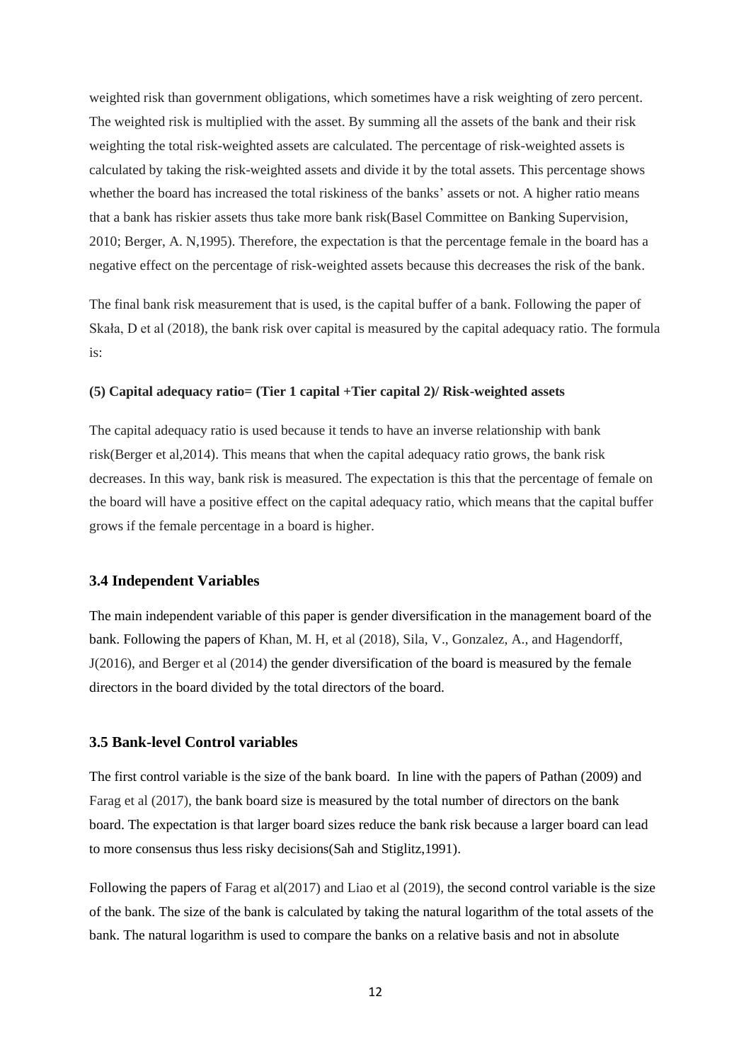weighted risk than government obligations, which sometimes have a risk weighting of zero percent. The weighted risk is multiplied with the asset. By summing all the assets of the bank and their risk weighting the total risk-weighted assets are calculated. The percentage of risk-weighted assets is calculated by taking the risk-weighted assets and divide it by the total assets. This percentage shows whether the board has increased the total riskiness of the banks' assets or not. A higher ratio means that a bank has riskier assets thus take more bank risk(Basel Committee on Banking Supervision, 2010; Berger, A. N,1995). Therefore, the expectation is that the percentage female in the board has a negative effect on the percentage of risk-weighted assets because this decreases the risk of the bank.

The final bank risk measurement that is used, is the capital buffer of a bank. Following the paper of Skała, D et al (2018), the bank risk over capital is measured by the capital adequacy ratio. The formula is:

**(5) Capital adequacy ratio= (Tier 1 capital +Tier capital 2)/ Risk-weighted assets**

The capital adequacy ratio is used because it tends to have an inverse relationship with bank risk(Berger et al,2014). This means that when the capital adequacy ratio grows, the bank risk decreases. In this way, bank risk is measured. The expectation is this that the percentage of female on the board will have a positive effect on the capital adequacy ratio, which means that the capital buffer grows if the female percentage in a board is higher.

### 3.4 Independent Variables

The main independent variable of this paper is gender diversification in the management board of the bank. Following the papers of Khan, M. H, et al (2018), Sila, V., Gonzalez, A., and Hagendorff, J(2016), and Berger et al (2014) the gender diversification of the board is measured by the female directors in the board divided by the total directors of the board.

### 3.5 Bank-level Control variables

The first control variable is the size of the bank board. In line with the papers of Pathan (2009) and Farag et al (2017), the bank board size is measured by the total number of directors on the bank board. The expectation is that larger board sizes reduce the bank risk because a larger board can lead to more consensus thus less risky decisions(Sah and Stiglitz,1991).

Following the papers of Farag et al(2017) and Liao et al (2019), the second control variable is the size of the bank. The size of the bank is calculated by taking the natural logarithm of the total assets of the bank. The natural logarithm is used to compare the banks on a relative basis and not in absolute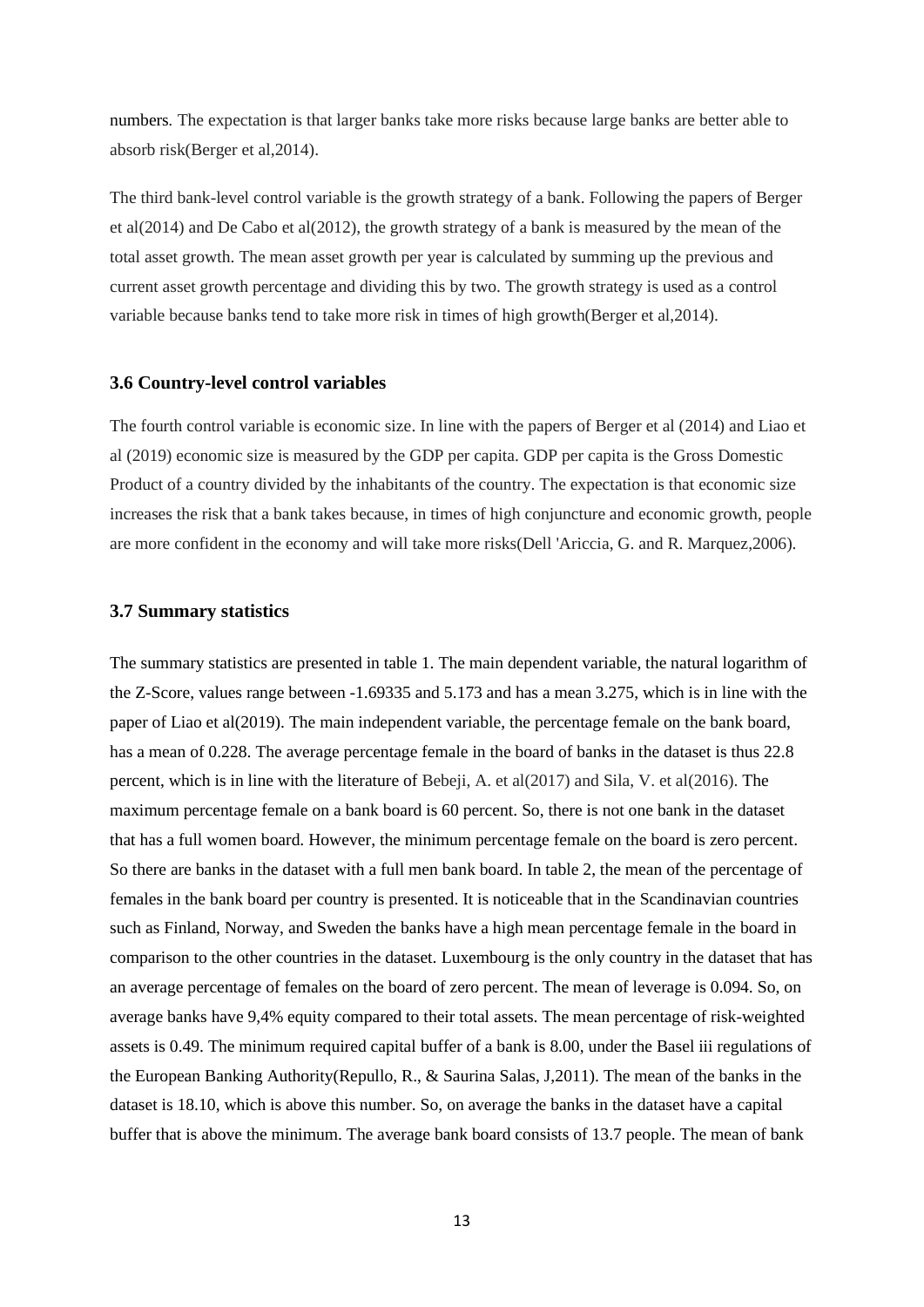numbers. The expectation is that larger banks take more risks because large banks are better able to absorb risk(Berger et al,2014).

The third bank-level control variable is the growth strategy of a bank. Following the papers of Berger et al(2014) and De Cabo et al(2012), the growth strategy of a bank is measured by the mean of the total asset growth. The mean asset growth per year is calculated by summing up the previous and current asset growth percentage and dividing this by two. The growth strategy is used as a control variable because banks tend to take more risk in times of high growth(Berger et al,2014).

### 3.6 Country-level control variables

The fourth control variable is economic size. In line with the papers of Berger et al (2014) and Liao et al (2019) economic size is measured by the GDP per capita. GDP per capita is the Gross Domestic Product of a country divided by the inhabitants of the country. The expectation is that economic size increases the risk that a bank takes because, in times of high conjuncture and economic growth, people are more confident in the economy and will take more risks(Dell 'Ariccia, G. and R. Marquez,2006).

### 3.7 Summary statistics

The summary statistics are presented in table 1. The main dependent variable, the natural logarithm of the Z-Score, values range between -1.69335 and 5.173 and has a mean 3.275, which is in line with the paper of Liao et al(2019). The main independent variable, the percentage female on the bank board, has a mean of 0.228. The average percentage female in the board of banks in the dataset is thus 22.8 percent, which is in line with the literature of Bebeji, A. et al(2017) and Sila, V. et al(2016). The maximum percentage female on a bank board is 60 percent. So, there is not one bank in the dataset that has a full women board. However, the minimum percentage female on the board is zero percent. So there are banks in the dataset with a full men bank board. In table 2, the mean of the percentage of females in the bank board per country is presented. It is noticeable that in the Scandinavian countries such as Finland, Norway, and Sweden the banks have a high mean percentage female in the board in comparison to the other countries in the dataset. Luxembourg is the only country in the dataset that has an average percentage of females on the board of zero percent. The mean of leverage is 0.094. So, on average banks have 9,4% equity compared to their total assets. The mean percentage of risk-weighted assets is 0.49. The minimum required capital buffer of a bank is 8.00, under the Basel iii regulations of the European Banking Authority(Repullo, R., & Saurina Salas, J,2011). The mean of the banks in the dataset is 18.10, which is above this number. So, on average the banks in the dataset have a capital buffer that is above the minimum. The average bank board consists of 13.7 people. The mean of bank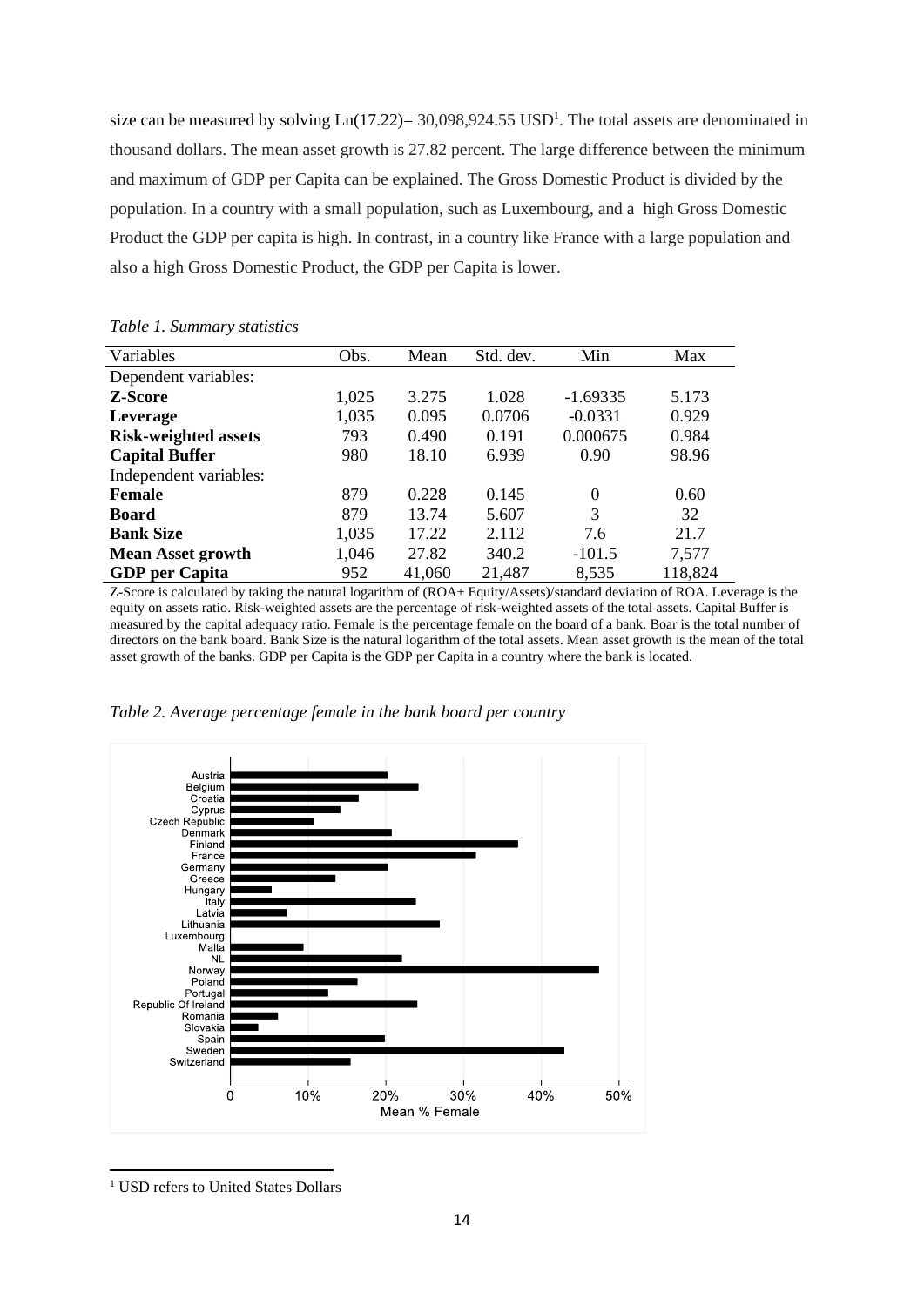size can be measured by solving Ln(17.22)= 30,098,924.55 USD[1]. The total assets are denominated in thousand dollars. The mean asset growth is 27.82 percent. The large difference between the minimum and maximum of GDP per Capita can be explained. The Gross Domestic Product is divided by the population. In a country with a small population, such as Luxembourg, and a high Gross Domestic Product the GDP per capita is high. In contrast, in a country like France with a large population and also a high Gross Domestic Product, the GDP per Capita is lower.

*Table 1. Summary statistics*

| Variables | Obs. | Mean | Std. dev. | Min | Max |
|---|---|---|---|---|---|
| Dependent variables: | | | | | |
| **Z-Score** | 1,025 | 3.275 | 1.028 | -1.69335 | 5.173 |
| **Leverage** | 1,035 | 0.095 | 0.0706 | -0.0331 | 0.929 |
| **Risk-weighted assets** | 793 | 0.490 | 0.191 | 0.000675 | 0.984 |
| **Capital Buffer** | 980 | 18.10 | 6.939 | 0.90 | 98.96 |
| Independent variables: | | | | | |
| **Female** | 879 | 0.228 | 0.145 | 0 | 0.60 |
| **Board** | 879 | 13.74 | 5.607 | 3 | 32 |
| **Bank Size** | 1,035 | 17.22 | 2.112 | 7.6 | 21.7 |
| **Mean Asset growth** | 1,046 | 27.82 | 340.2 | -101.5 | 7,577 |
| **GDP per Capita** | 952 | 41,060 | 21,487 | 8,535 | 118,824 |

Z-Score is calculated by taking the natural logarithm of (ROA+ Equity/Assets)/standard deviation of ROA. Leverage is the equity on assets ratio. Risk-weighted assets are the percentage of risk-weighted assets of the total assets. Capital Buffer is measured by the capital adequacy ratio. Female is the percentage female on the board of a bank. Boar is the total number of directors on the bank board. Bank Size is the natural logarithm of the total assets. Mean asset growth is the mean of the total asset growth of the banks. GDP per Capita is the GDP per Capita in a country where the bank is located.

*Table 2. Average percentage female in the bank board per country*

| Country | Mean % Female (approx.) |
|---|---|
| Austria | 20% |
| Belgium | 24% |
| Croatia | 16.5% |
| Cyprus | 14% |
| Czech Republic | 10.5% |
| Denmark | 20.5% |
| Finland | 37% |
| France | 31.5% |
| Germany | 20% |
| Greece | 13.5% |
| Hungary | 5% |
| Italy | 24% |
| Latvia | 7% |
| Lithuania | 27% |
| Luxembourg | 0% |
| Malta | 9% |
| NL | 22% |
| Norway | 47.5% |
| Poland | 16.5% |
| Portugal | 12.5% |
| Republic Of Ireland | 24% |
| Romania | 6% |
| Slovakia | 3.5% |
| Spain | 20% |
| Sweden | 43% |
| Switzerland | 15.5% |

[1] USD refers to United States Dollars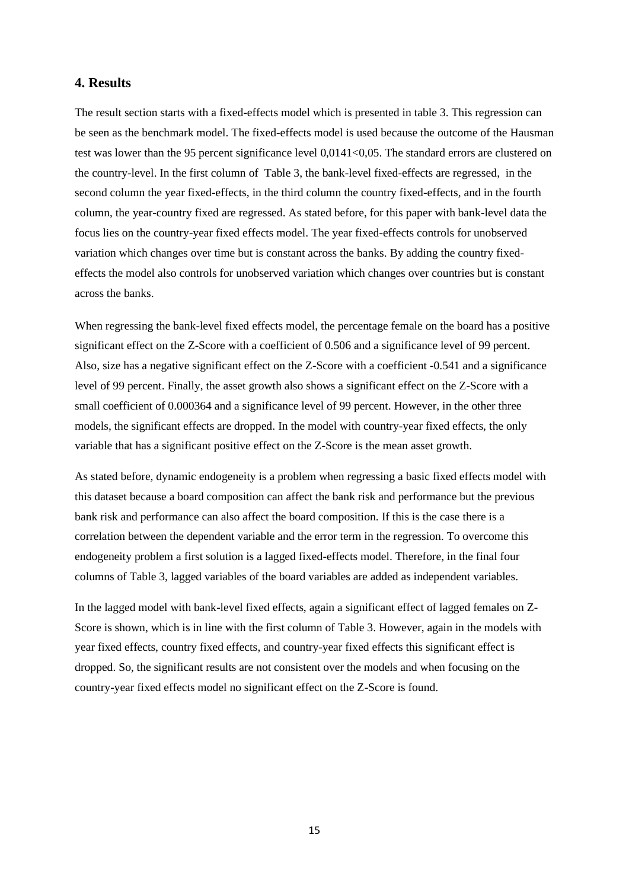## 4. Results

The result section starts with a fixed-effects model which is presented in table 3. This regression can be seen as the benchmark model. The fixed-effects model is used because the outcome of the Hausman test was lower than the 95 percent significance level 0,0141<0,05. The standard errors are clustered on the country-level. In the first column of Table 3, the bank-level fixed-effects are regressed, in the second column the year fixed-effects, in the third column the country fixed-effects, and in the fourth column, the year-country fixed are regressed. As stated before, for this paper with bank-level data the focus lies on the country-year fixed effects model. The year fixed-effects controls for unobserved variation which changes over time but is constant across the banks. By adding the country fixed-effects the model also controls for unobserved variation which changes over countries but is constant across the banks.

When regressing the bank-level fixed effects model, the percentage female on the board has a positive significant effect on the Z-Score with a coefficient of 0.506 and a significance level of 99 percent. Also, size has a negative significant effect on the Z-Score with a coefficient -0.541 and a significance level of 99 percent. Finally, the asset growth also shows a significant effect on the Z-Score with a small coefficient of 0.000364 and a significance level of 99 percent. However, in the other three models, the significant effects are dropped. In the model with country-year fixed effects, the only variable that has a significant positive effect on the Z-Score is the mean asset growth.

As stated before, dynamic endogeneity is a problem when regressing a basic fixed effects model with this dataset because a board composition can affect the bank risk and performance but the previous bank risk and performance can also affect the board composition. If this is the case there is a correlation between the dependent variable and the error term in the regression. To overcome this endogeneity problem a first solution is a lagged fixed-effects model. Therefore, in the final four columns of Table 3, lagged variables of the board variables are added as independent variables.

In the lagged model with bank-level fixed effects, again a significant effect of lagged females on Z-Score is shown, which is in line with the first column of Table 3. However, again in the models with year fixed effects, country fixed effects, and country-year fixed effects this significant effect is dropped. So, the significant results are not consistent over the models and when focusing on the country-year fixed effects model no significant effect on the Z-Score is found.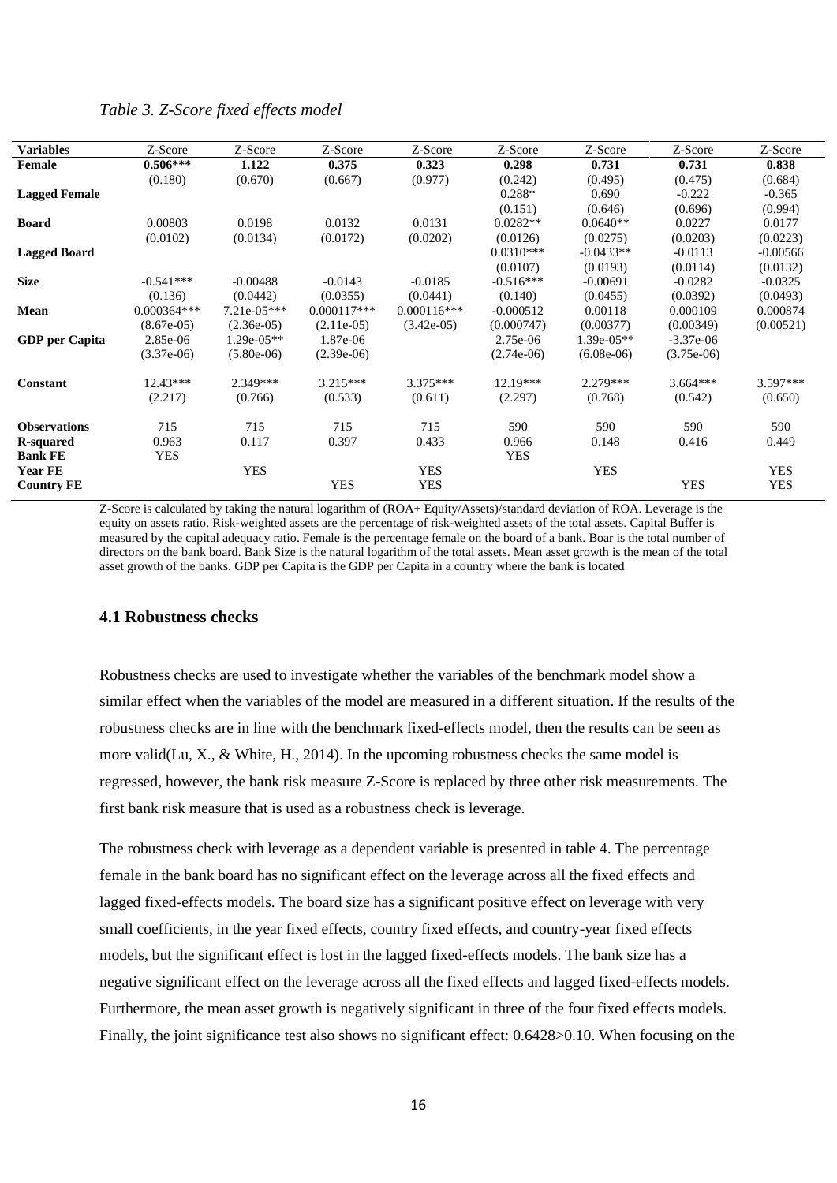*Table 3. Z-Score fixed effects model*

| **Variables** | Z-Score | Z-Score | Z-Score | Z-Score | Z-Score | Z-Score | Z-Score | Z-Score |
|---|---|---|---|---|---|---|---|---|
| **Female** | **0.506*** ** | **1.122** | **0.375** | **0.323** | **0.298** | **0.731** | **0.731** | **0.838** |
| | (0.180) | (0.670) | (0.667) | (0.977) | (0.242) | (0.495) | (0.475) | (0.684) |
| **Lagged Female** | | | | | 0.288* | 0.690 | -0.222 | -0.365 |
| | | | | | (0.151) | (0.646) | (0.696) | (0.994) |
| **Board** | 0.00803 | 0.0198 | 0.0132 | 0.0131 | 0.0282** | 0.0640** | 0.0227 | 0.0177 |
| | (0.0102) | (0.0134) | (0.0172) | (0.0202) | (0.0126) | (0.0275) | (0.0203) | (0.0223) |
| **Lagged Board** | | | | | 0.0310*** | -0.0433** | -0.0113 | -0.00566 |
| | | | | | (0.0107) | (0.0193) | (0.0114) | (0.0132) |
| **Size** | -0.541*** | -0.00488 | -0.0143 | -0.0185 | -0.516*** | -0.00691 | -0.0282 | -0.0325 |
| | (0.136) | (0.0442) | (0.0355) | (0.0441) | (0.140) | (0.0455) | (0.0392) | (0.0493) |
| **Mean** | 0.000364*** | 7.21e-05*** | 0.000117*** | 0.000116*** | -0.000512 | 0.00118 | 0.000109 | 0.000874 |
| | (8.67e-05) | (2.36e-05) | (2.11e-05) | (3.42e-05) | (0.000747) | (0.00377) | (0.00349) | (0.00521) |
| **GDP per Capita** | 2.85e-06 | 1.29e-05** | 1.87e-06 | | 2.75e-06 | 1.39e-05** | -3.37e-06 | |
| | (3.37e-06) | (5.80e-06) | (2.39e-06) | | (2.74e-06) | (6.08e-06) | (3.75e-06) | |
| **Constant** | 12.43*** | 2.349*** | 3.215*** | 3.375*** | 12.19*** | 2.279*** | 3.664*** | 3.597*** |
| | (2.217) | (0.766) | (0.533) | (0.611) | (2.297) | (0.768) | (0.542) | (0.650) |
| **Observations** | 715 | 715 | 715 | 715 | 590 | 590 | 590 | 590 |
| **R-squared** | 0.963 | 0.117 | 0.397 | 0.433 | 0.966 | 0.148 | 0.416 | 0.449 |
| **Bank FE** | YES | | | | YES | | | |
| **Year FE** | | YES | | YES | | YES | | YES |
| **Country FE** | | | YES | YES | | | YES | YES |

Z-Score is calculated by taking the natural logarithm of (ROA+ Equity/Assets)/standard deviation of ROA. Leverage is the equity on assets ratio. Risk-weighted assets are the percentage of risk-weighted assets of the total assets. Capital Buffer is measured by the capital adequacy ratio. Female is the percentage female on the board of a bank. Boar is the total number of directors on the bank board. Bank Size is the natural logarithm of the total assets. Mean asset growth is the mean of the total asset growth of the banks. GDP per Capita is the GDP per Capita in a country where the bank is located

### 4.1 Robustness checks

Robustness checks are used to investigate whether the variables of the benchmark model show a similar effect when the variables of the model are measured in a different situation. If the results of the robustness checks are in line with the benchmark fixed-effects model, then the results can be seen as more valid(Lu, X., & White, H., 2014). In the upcoming robustness checks the same model is regressed, however, the bank risk measure Z-Score is replaced by three other risk measurements. The first bank risk measure that is used as a robustness check is leverage.

The robustness check with leverage as a dependent variable is presented in table 4. The percentage female in the bank board has no significant effect on the leverage across all the fixed effects and lagged fixed-effects models. The board size has a significant positive effect on leverage with very small coefficients, in the year fixed effects, country fixed effects, and country-year fixed effects models, but the significant effect is lost in the lagged fixed-effects models. The bank size has a negative significant effect on the leverage across all the fixed effects and lagged fixed-effects models. Furthermore, the mean asset growth is negatively significant in three of the four fixed effects models. Finally, the joint significance test also shows no significant effect: 0.6428>0.10. When focusing on the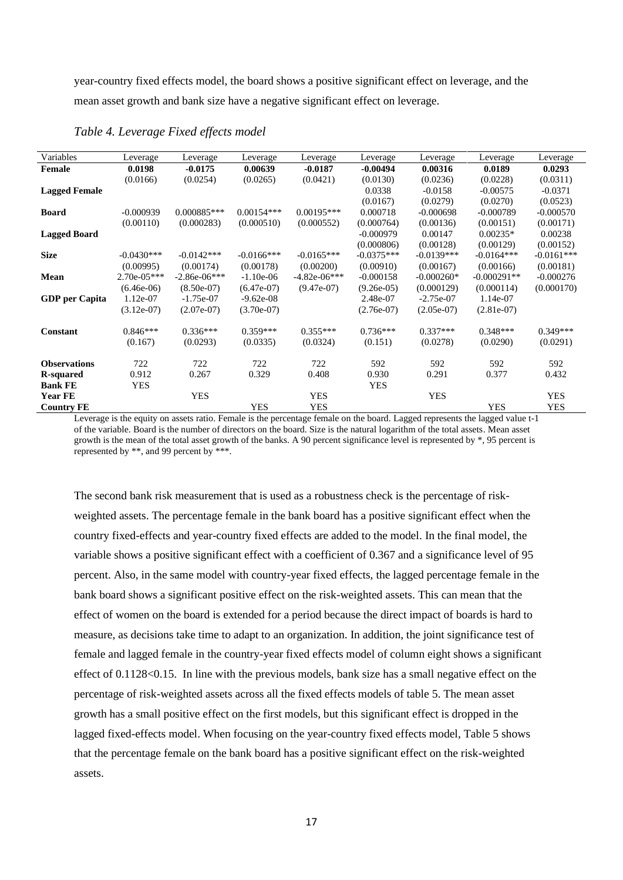year-country fixed effects model, the board shows a positive significant effect on leverage, and the mean asset growth and bank size have a negative significant effect on leverage.

*Table 4. Leverage Fixed effects model*

| Variables | Leverage | Leverage | Leverage | Leverage | Leverage | Leverage | Leverage | Leverage |
|---|---|---|---|---|---|---|---|---|
| **Female** | **0.0198** | **-0.0175** | **0.00639** | **-0.0187** | **-0.00494** | **0.00316** | **0.0189** | **0.0293** |
| | (0.0166) | (0.0254) | (0.0265) | (0.0421) | (0.0130) | (0.0236) | (0.0228) | (0.0311) |
| **Lagged Female** | | | | | 0.0338 | -0.0158 | -0.00575 | -0.0371 |
| | | | | | (0.0167) | (0.0279) | (0.0270) | (0.0523) |
| **Board** | -0.000939 | 0.000885*** | 0.00154*** | 0.00195*** | 0.000718 | -0.000698 | -0.000789 | -0.000570 |
| | (0.00110) | (0.000283) | (0.000510) | (0.000552) | (0.000764) | (0.00136) | (0.00151) | (0.00171) |
| **Lagged Board** | | | | | -0.000979 | 0.00147 | 0.00235* | 0.00238 |
| | | | | | (0.000806) | (0.00128) | (0.00129) | (0.00152) |
| **Size** | -0.0430*** | -0.0142*** | -0.0166*** | -0.0165*** | -0.0375*** | -0.0139*** | -0.0164*** | -0.0161*** |
| | (0.00995) | (0.00174) | (0.00178) | (0.00200) | (0.00910) | (0.00167) | (0.00166) | (0.00181) |
| **Mean** | 2.70e-05*** | -2.86e-06*** | -1.10e-06 | -4.82e-06*** | -0.000158 | -0.000260* | -0.000291** | -0.000276 |
| | (6.46e-06) | (8.50e-07) | (6.47e-07) | (9.47e-07) | (9.26e-05) | (0.000129) | (0.000114) | (0.000170) |
| **GDP per Capita** | 1.12e-07 | -1.75e-07 | -9.62e-08 | | 2.48e-07 | -2.75e-07 | 1.14e-07 | |
| | (3.12e-07) | (2.07e-07) | (3.70e-07) | | (2.76e-07) | (2.05e-07) | (2.81e-07) | |
| **Constant** | 0.846*** | 0.336*** | 0.359*** | 0.355*** | 0.736*** | 0.337*** | 0.348*** | 0.349*** |
| | (0.167) | (0.0293) | (0.0335) | (0.0324) | (0.151) | (0.0278) | (0.0290) | (0.0291) |
| **Observations** | 722 | 722 | 722 | 722 | 592 | 592 | 592 | 592 |
| **R-squared** | 0.912 | 0.267 | 0.329 | 0.408 | 0.930 | 0.291 | 0.377 | 0.432 |
| **Bank FE** | YES | | | | YES | | | |
| **Year FE** | | YES | | YES | | YES | | YES |
| **Country FE** | | | YES | YES | | | YES | YES |

Leverage is the equity on assets ratio. Female is the percentage female on the board. Lagged represents the lagged value t-1 of the variable. Board is the number of directors on the board. Size is the natural logarithm of the total assets. Mean asset growth is the mean of the total asset growth of the banks. A 90 percent significance level is represented by *, 95 percent is represented by **, and 99 percent by ***.

The second bank risk measurement that is used as a robustness check is the percentage of risk-weighted assets. The percentage female in the bank board has a positive significant effect when the country fixed-effects and year-country fixed effects are added to the model. In the final model, the variable shows a positive significant effect with a coefficient of 0.367 and a significance level of 95 percent. Also, in the same model with country-year fixed effects, the lagged percentage female in the bank board shows a significant positive effect on the risk-weighted assets. This can mean that the effect of women on the board is extended for a period because the direct impact of boards is hard to measure, as decisions take time to adapt to an organization. In addition, the joint significance test of female and lagged female in the country-year fixed effects model of column eight shows a significant effect of 0.1128<0.15. In line with the previous models, bank size has a small negative effect on the percentage of risk-weighted assets across all the fixed effects models of table 5. The mean asset growth has a small positive effect on the first models, but this significant effect is dropped in the lagged fixed-effects model. When focusing on the year-country fixed effects model, Table 5 shows that the percentage female on the bank board has a positive significant effect on the risk-weighted assets.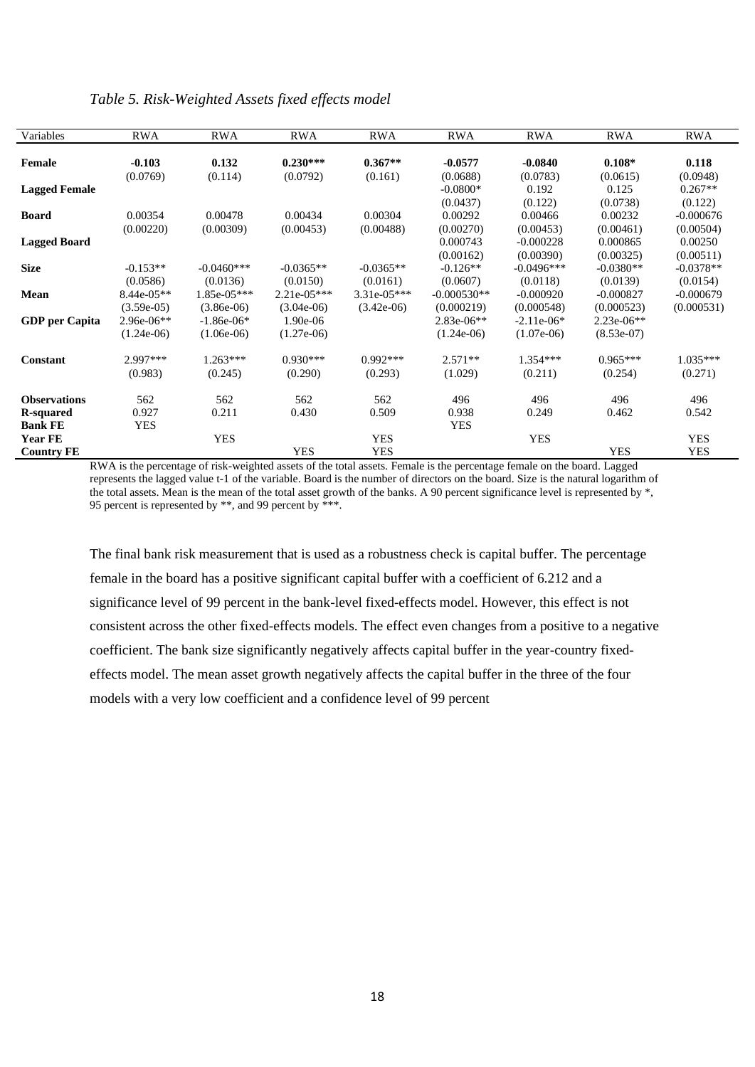*Table 5. Risk-Weighted Assets fixed effects model*

| Variables | RWA | RWA | RWA | RWA | RWA | RWA | RWA | RWA |
|---|---|---|---|---|---|---|---|---|
| **Female** | **-0.103** | **0.132** | **0.230*** ** | **0.367** ** | **-0.0577** | **-0.0840** | **0.108* ** | **0.118** |
| | (0.0769) | (0.114) | (0.0792) | (0.161) | (0.0688) | (0.0783) | (0.0615) | (0.0948) |
| **Lagged Female** | | | | | -0.0800* | 0.192 | 0.125 | 0.267** |
| | | | | | (0.0437) | (0.122) | (0.0738) | (0.122) |
| **Board** | 0.00354 | 0.00478 | 0.00434 | 0.00304 | 0.00292 | 0.00466 | 0.00232 | -0.000676 |
| | (0.00220) | (0.00309) | (0.00453) | (0.00488) | (0.00270) | (0.00453) | (0.00461) | (0.00504) |
| **Lagged Board** | | | | | 0.000743 | -0.000228 | 0.000865 | 0.00250 |
| | | | | | (0.00162) | (0.00390) | (0.00325) | (0.00511) |
| **Size** | -0.153** | -0.0460*** | -0.0365** | -0.0365** | -0.126** | -0.0496*** | -0.0380** | -0.0378** |
| | (0.0586) | (0.0136) | (0.0150) | (0.0161) | (0.0607) | (0.0118) | (0.0139) | (0.0154) |
| **Mean** | 8.44e-05** | 1.85e-05*** | 2.21e-05*** | 3.31e-05*** | -0.000530** | -0.000920 | -0.000827 | -0.000679 |
| | (3.59e-05) | (3.86e-06) | (3.04e-06) | (3.42e-06) | (0.000219) | (0.000548) | (0.000523) | (0.000531) |
| **GDP per Capita** | 2.96e-06** | -1.86e-06* | 1.90e-06 | | 2.83e-06** | -2.11e-06* | 2.23e-06** | |
| | (1.24e-06) | (1.06e-06) | (1.27e-06) | | (1.24e-06) | (1.07e-06) | (8.53e-07) | |
| **Constant** | 2.997*** | 1.263*** | 0.930*** | 0.992*** | 2.571** | 1.354*** | 0.965*** | 1.035*** |
| | (0.983) | (0.245) | (0.290) | (0.293) | (1.029) | (0.211) | (0.254) | (0.271) |
| **Observations** | 562 | 562 | 562 | 562 | 496 | 496 | 496 | 496 |
| **R-squared** | 0.927 | 0.211 | 0.430 | 0.509 | 0.938 | 0.249 | 0.462 | 0.542 |
| **Bank FE** | YES | | | | YES | | | |
| **Year FE** | | YES | | YES | | YES | | YES |
| **Country FE** | | | YES | YES | | | YES | YES |

RWA is the percentage of risk-weighted assets of the total assets. Female is the percentage female on the board. Lagged represents the lagged value t-1 of the variable. Board is the number of directors on the board. Size is the natural logarithm of the total assets. Mean is the mean of the total asset growth of the banks. A 90 percent significance level is represented by *, 95 percent is represented by **, and 99 percent by ***.

The final bank risk measurement that is used as a robustness check is capital buffer. The percentage female in the board has a positive significant capital buffer with a coefficient of 6.212 and a significance level of 99 percent in the bank-level fixed-effects model. However, this effect is not consistent across the other fixed-effects models. The effect even changes from a positive to a negative coefficient. The bank size significantly negatively affects capital buffer in the year-country fixed-effects model. The mean asset growth negatively affects the capital buffer in the three of the four models with a very low coefficient and a confidence level of 99 percent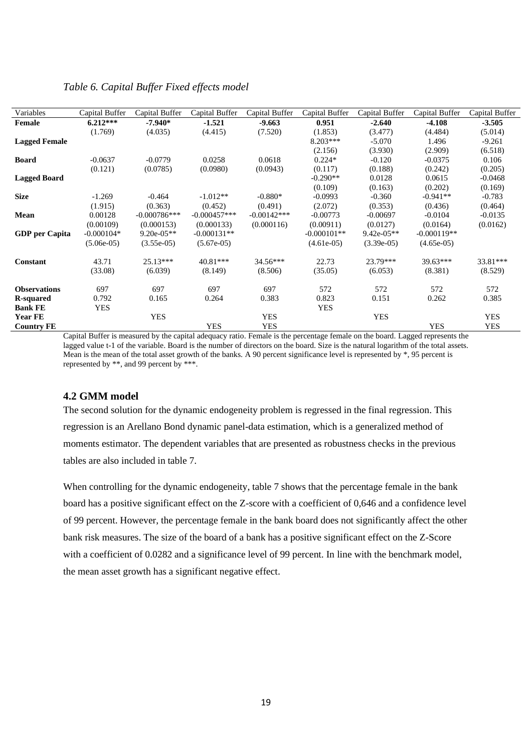*Table 6. Capital Buffer Fixed effects model*

| Variables | Capital Buffer | Capital Buffer | Capital Buffer | Capital Buffer | Capital Buffer | Capital Buffer | Capital Buffer | Capital Buffer |
|---|---|---|---|---|---|---|---|---|
| **Female** | **6.212*** ** | **-7.940*** | **-1.521** | **-9.663** | **0.951** | **-2.640** | **-4.108** | **-3.505** |
| | (1.769) | (4.035) | (4.415) | (7.520) | (1.853) | (3.477) | (4.484) | (5.014) |
| **Lagged Female** | | | | | 8.203*** | -5.070 | 1.496 | -9.261 |
| | | | | | (2.156) | (3.930) | (2.909) | (6.518) |
| **Board** | -0.0637 | -0.0779 | 0.0258 | 0.0618 | 0.224* | -0.120 | -0.0375 | 0.106 |
| | (0.121) | (0.0785) | (0.0980) | (0.0943) | (0.117) | (0.188) | (0.242) | (0.205) |
| **Lagged Board** | | | | | -0.290** | 0.0128 | 0.0615 | -0.0468 |
| | | | | | (0.109) | (0.163) | (0.202) | (0.169) |
| **Size** | -1.269 | -0.464 | -1.012** | -0.880* | -0.0993 | -0.360 | -0.941** | -0.783 |
| | (1.915) | (0.363) | (0.452) | (0.491) | (2.072) | (0.353) | (0.436) | (0.464) |
| **Mean** | 0.00128 | -0.000786*** | -0.000457*** | -0.00142*** | -0.00773 | -0.00697 | -0.0104 | -0.0135 |
| | (0.00109) | (0.000153) | (0.000133) | (0.000116) | (0.00911) | (0.0127) | (0.0164) | (0.0162) |
| **GDP per Capita** | -0.000104* | 9.20e-05** | -0.000131** | | -0.000101** | 9.42e-05** | -0.000119** | |
| | (5.06e-05) | (3.55e-05) | (5.67e-05) | | (4.61e-05) | (3.39e-05) | (4.65e-05) | |
| **Constant** | 43.71 | 25.13*** | 40.81*** | 34.56*** | 22.73 | 23.79*** | 39.63*** | 33.81*** |
| | (33.08) | (6.039) | (8.149) | (8.506) | (35.05) | (6.053) | (8.381) | (8.529) |
| **Observations** | 697 | 697 | 697 | 697 | 572 | 572 | 572 | 572 |
| **R-squared** | 0.792 | 0.165 | 0.264 | 0.383 | 0.823 | 0.151 | 0.262 | 0.385 |
| **Bank FE** | YES | | | | YES | | | |
| **Year FE** | | YES | | YES | | YES | | YES |
| **Country FE** | | | YES | YES | | | YES | YES |

Capital Buffer is measured by the capital adequacy ratio. Female is the percentage female on the board. Lagged represents the lagged value t-1 of the variable. Board is the number of directors on the board. Size is the natural logarithm of the total assets. Mean is the mean of the total asset growth of the banks. A 90 percent significance level is represented by *, 95 percent is represented by **, and 99 percent by ***.

### 4.2 GMM model

The second solution for the dynamic endogeneity problem is regressed in the final regression. This regression is an Arellano Bond dynamic panel-data estimation, which is a generalized method of moments estimator. The dependent variables that are presented as robustness checks in the previous tables are also included in table 7.

When controlling for the dynamic endogeneity, table 7 shows that the percentage female in the bank board has a positive significant effect on the Z-score with a coefficient of 0,646 and a confidence level of 99 percent. However, the percentage female in the bank board does not significantly affect the other bank risk measures. The size of the board of a bank has a positive significant effect on the Z-Score with a coefficient of 0.0282 and a significance level of 99 percent. In line with the benchmark model, the mean asset growth has a significant negative effect.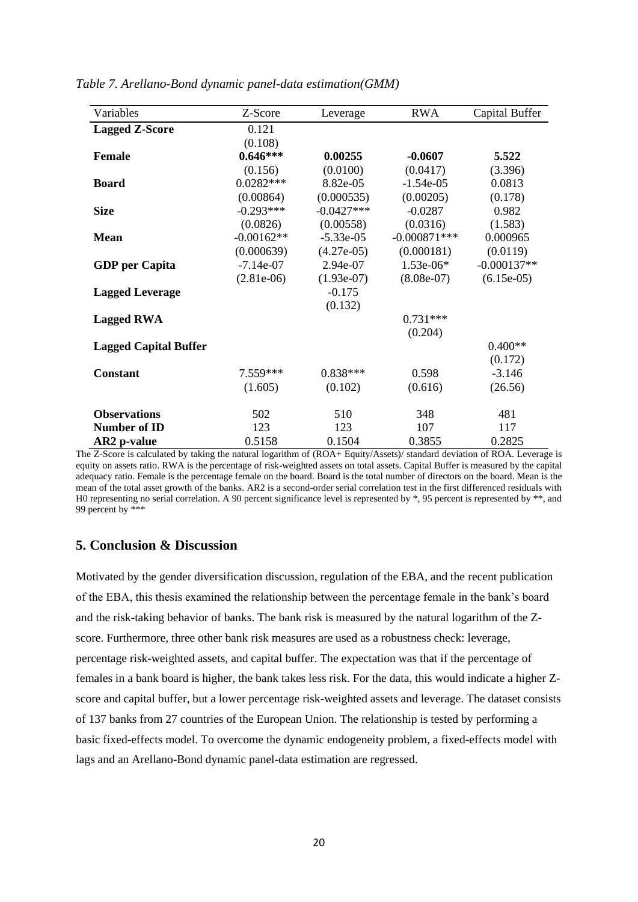*Table 7. Arellano-Bond dynamic panel-data estimation(GMM)*

| Variables | Z-Score | Leverage | RWA | Capital Buffer |
|---|---|---|---|---|
| **Lagged Z-Score** | 0.121 | | | |
| | (0.108) | | | |
| **Female** | **0.646*** ** | **0.00255** | **-0.0607** | **5.522** |
| | (0.156) | (0.0100) | (0.0417) | (3.396) |
| **Board** | 0.0282*** | 8.82e-05 | -1.54e-05 | 0.0813 |
| | (0.00864) | (0.000535) | (0.00205) | (0.178) |
| **Size** | -0.293*** | -0.0427*** | -0.0287 | 0.982 |
| | (0.0826) | (0.00558) | (0.0316) | (1.583) |
| **Mean** | -0.00162** | -5.33e-05 | -0.000871*** | 0.000965 |
| | (0.000639) | (4.27e-05) | (0.000181) | (0.0119) |
| **GDP per Capita** | -7.14e-07 | 2.94e-07 | 1.53e-06* | -0.000137** |
| | (2.81e-06) | (1.93e-07) | (8.08e-07) | (6.15e-05) |
| **Lagged Leverage** | | -0.175 | | |
| | | (0.132) | | |
| **Lagged RWA** | | | 0.731*** | |
| | | | (0.204) | |
| **Lagged Capital Buffer** | | | | 0.400** |
| | | | | (0.172) |
| **Constant** | 7.559*** | 0.838*** | 0.598 | -3.146 |
| | (1.605) | (0.102) | (0.616) | (26.56) |
| **Observations** | 502 | 510 | 348 | 481 |
| **Number of ID** | 123 | 123 | 107 | 117 |
| **AR2 p-value** | 0.5158 | 0.1504 | 0.3855 | 0.2825 |

The Z-Score is calculated by taking the natural logarithm of (ROA+ Equity/Assets)/ standard deviation of ROA. Leverage is equity on assets ratio. RWA is the percentage of risk-weighted assets on total assets. Capital Buffer is measured by the capital adequacy ratio. Female is the percentage female on the board. Board is the total number of directors on the board. Mean is the mean of the total asset growth of the banks. AR2 is a second-order serial correlation test in the first differenced residuals with H0 representing no serial correlation. A 90 percent significance level is represented by *, 95 percent is represented by **, and 99 percent by ***

## 5. Conclusion & Discussion

Motivated by the gender diversification discussion, regulation of the EBA, and the recent publication of the EBA, this thesis examined the relationship between the percentage female in the bank's board and the risk-taking behavior of banks. The bank risk is measured by the natural logarithm of the Z-score. Furthermore, three other bank risk measures are used as a robustness check: leverage, percentage risk-weighted assets, and capital buffer. The expectation was that if the percentage of females in a bank board is higher, the bank takes less risk. For the data, this would indicate a higher Z-score and capital buffer, but a lower percentage risk-weighted assets and leverage. The dataset consists of 137 banks from 27 countries of the European Union. The relationship is tested by performing a basic fixed-effects model. To overcome the dynamic endogeneity problem, a fixed-effects model with lags and an Arellano-Bond dynamic panel-data estimation are regressed.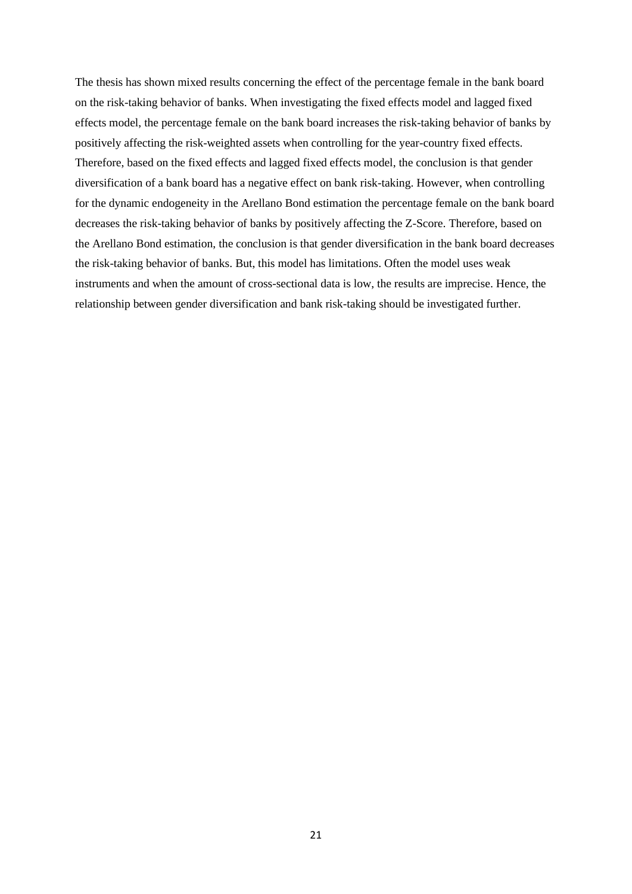The thesis has shown mixed results concerning the effect of the percentage female in the bank board on the risk-taking behavior of banks. When investigating the fixed effects model and lagged fixed effects model, the percentage female on the bank board increases the risk-taking behavior of banks by positively affecting the risk-weighted assets when controlling for the year-country fixed effects. Therefore, based on the fixed effects and lagged fixed effects model, the conclusion is that gender diversification of a bank board has a negative effect on bank risk-taking. However, when controlling for the dynamic endogeneity in the Arellano Bond estimation the percentage female on the bank board decreases the risk-taking behavior of banks by positively affecting the Z-Score. Therefore, based on the Arellano Bond estimation, the conclusion is that gender diversification in the bank board decreases the risk-taking behavior of banks. But, this model has limitations. Often the model uses weak instruments and when the amount of cross-sectional data is low, the results are imprecise. Hence, the relationship between gender diversification and bank risk-taking should be investigated further.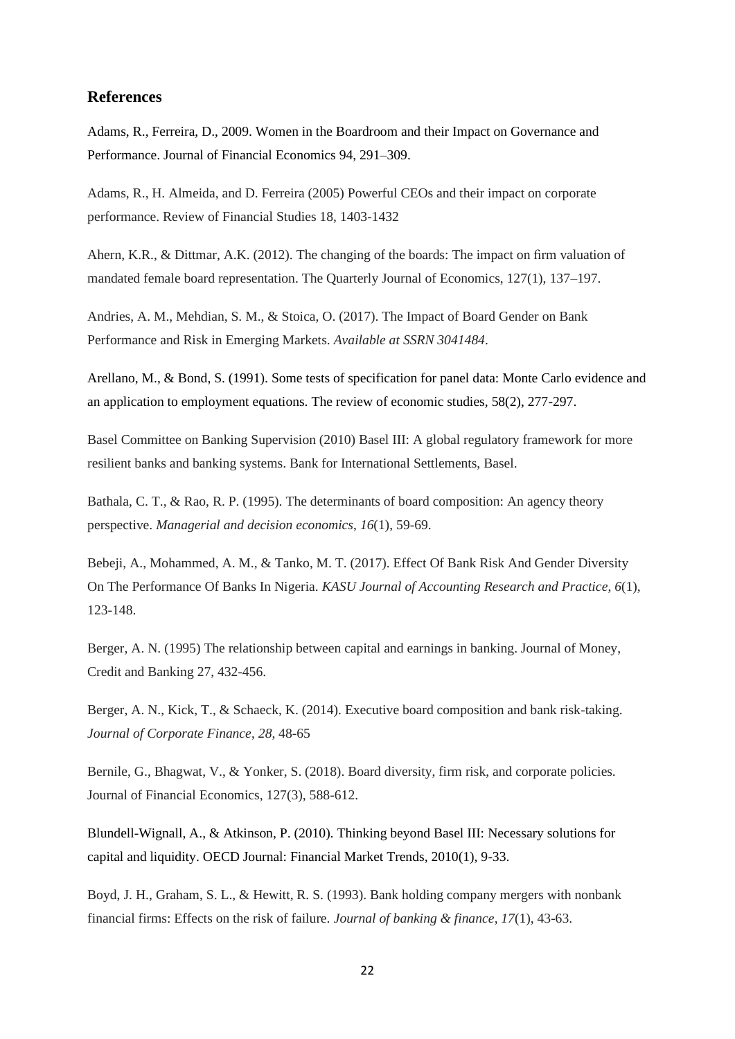## References

Adams, R., Ferreira, D., 2009. Women in the Boardroom and their Impact on Governance and Performance. Journal of Financial Economics 94, 291–309.

Adams, R., H. Almeida, and D. Ferreira (2005) Powerful CEOs and their impact on corporate performance. Review of Financial Studies 18, 1403-1432

Ahern, K.R., & Dittmar, A.K. (2012). The changing of the boards: The impact on firm valuation of mandated female board representation. The Quarterly Journal of Economics, 127(1), 137–197.

Andries, A. M., Mehdian, S. M., & Stoica, O. (2017). The Impact of Board Gender on Bank Performance and Risk in Emerging Markets. *Available at SSRN 3041484*.

Arellano, M., & Bond, S. (1991). Some tests of specification for panel data: Monte Carlo evidence and an application to employment equations. The review of economic studies, 58(2), 277-297.

Basel Committee on Banking Supervision (2010) Basel III: A global regulatory framework for more resilient banks and banking systems. Bank for International Settlements, Basel.

Bathala, C. T., & Rao, R. P. (1995). The determinants of board composition: An agency theory perspective. *Managerial and decision economics*, *16*(1), 59-69.

Bebeji, A., Mohammed, A. M., & Tanko, M. T. (2017). Effect Of Bank Risk And Gender Diversity On The Performance Of Banks In Nigeria. *KASU Journal of Accounting Research and Practice*, *6*(1), 123-148.

Berger, A. N. (1995) The relationship between capital and earnings in banking. Journal of Money, Credit and Banking 27, 432-456.

Berger, A. N., Kick, T., & Schaeck, K. (2014). Executive board composition and bank risk-taking. *Journal of Corporate Finance*, *28*, 48-65

Bernile, G., Bhagwat, V., & Yonker, S. (2018). Board diversity, firm risk, and corporate policies. Journal of Financial Economics, 127(3), 588-612.

Blundell-Wignall, A., & Atkinson, P. (2010). Thinking beyond Basel III: Necessary solutions for capital and liquidity. OECD Journal: Financial Market Trends, 2010(1), 9-33.

Boyd, J. H., Graham, S. L., & Hewitt, R. S. (1993). Bank holding company mergers with nonbank financial firms: Effects on the risk of failure. *Journal of banking & finance*, *17*(1), 43-63.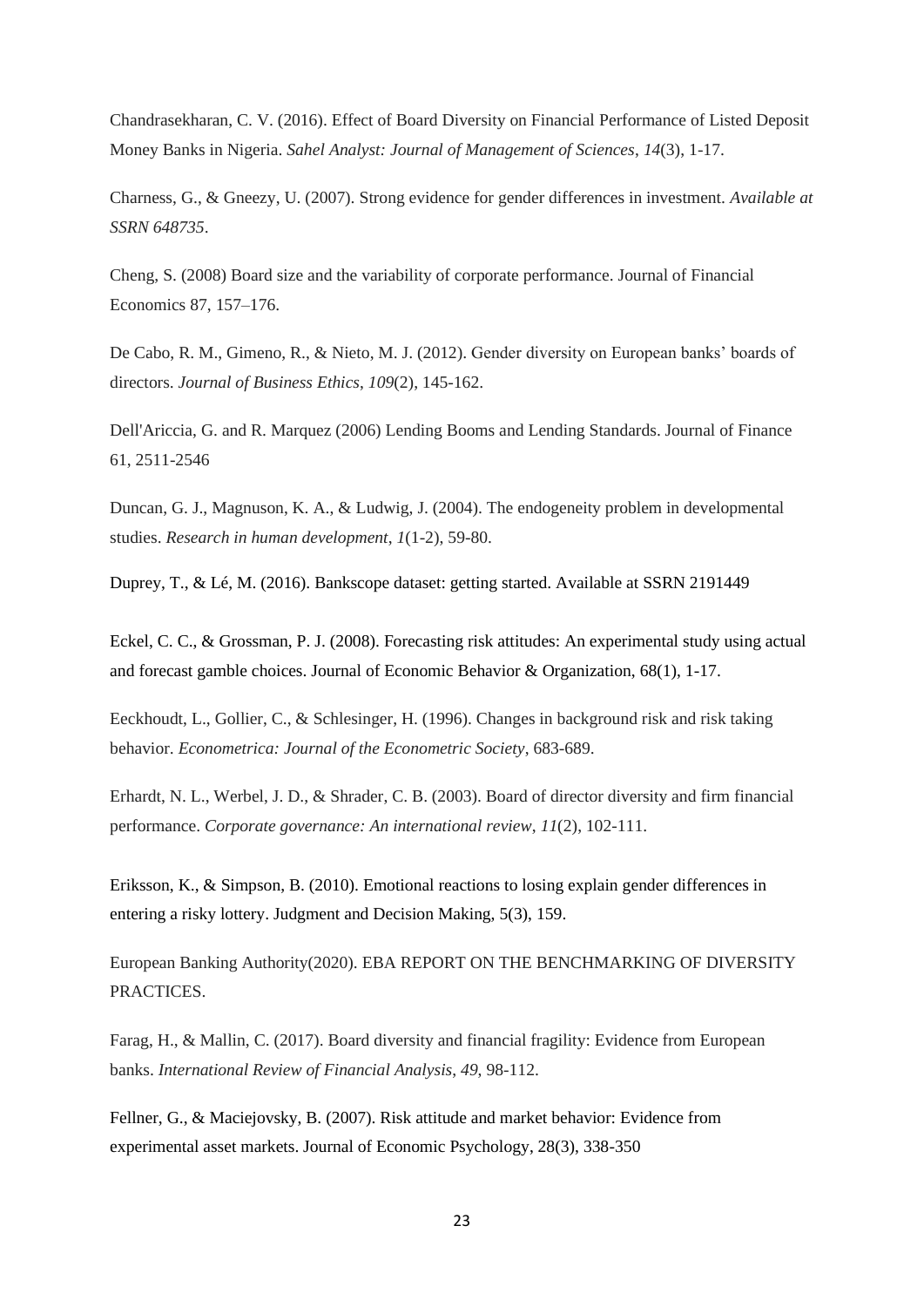Chandrasekharan, C. V. (2016). Effect of Board Diversity on Financial Performance of Listed Deposit Money Banks in Nigeria. *Sahel Analyst: Journal of Management of Sciences*, *14*(3), 1-17.

Charness, G., & Gneezy, U. (2007). Strong evidence for gender differences in investment. *Available at SSRN 648735*.

Cheng, S. (2008) Board size and the variability of corporate performance. Journal of Financial Economics 87, 157–176.

De Cabo, R. M., Gimeno, R., & Nieto, M. J. (2012). Gender diversity on European banks' boards of directors. *Journal of Business Ethics*, *109*(2), 145-162.

Dell'Ariccia, G. and R. Marquez (2006) Lending Booms and Lending Standards. Journal of Finance 61, 2511-2546

Duncan, G. J., Magnuson, K. A., & Ludwig, J. (2004). The endogeneity problem in developmental studies. *Research in human development*, *1*(1-2), 59-80.

Duprey, T., & Lé, M. (2016). Bankscope dataset: getting started. Available at SSRN 2191449

Eckel, C. C., & Grossman, P. J. (2008). Forecasting risk attitudes: An experimental study using actual and forecast gamble choices. Journal of Economic Behavior & Organization, 68(1), 1-17.

Eeckhoudt, L., Gollier, C., & Schlesinger, H. (1996). Changes in background risk and risk taking behavior. *Econometrica: Journal of the Econometric Society*, 683-689.

Erhardt, N. L., Werbel, J. D., & Shrader, C. B. (2003). Board of director diversity and firm financial performance. *Corporate governance: An international review*, *11*(2), 102-111.

Eriksson, K., & Simpson, B. (2010). Emotional reactions to losing explain gender differences in entering a risky lottery. Judgment and Decision Making, 5(3), 159.

European Banking Authority(2020). EBA REPORT ON THE BENCHMARKING OF DIVERSITY PRACTICES.

Farag, H., & Mallin, C. (2017). Board diversity and financial fragility: Evidence from European banks. *International Review of Financial Analysis*, *49*, 98-112.

Fellner, G., & Maciejovsky, B. (2007). Risk attitude and market behavior: Evidence from experimental asset markets. Journal of Economic Psychology, 28(3), 338-350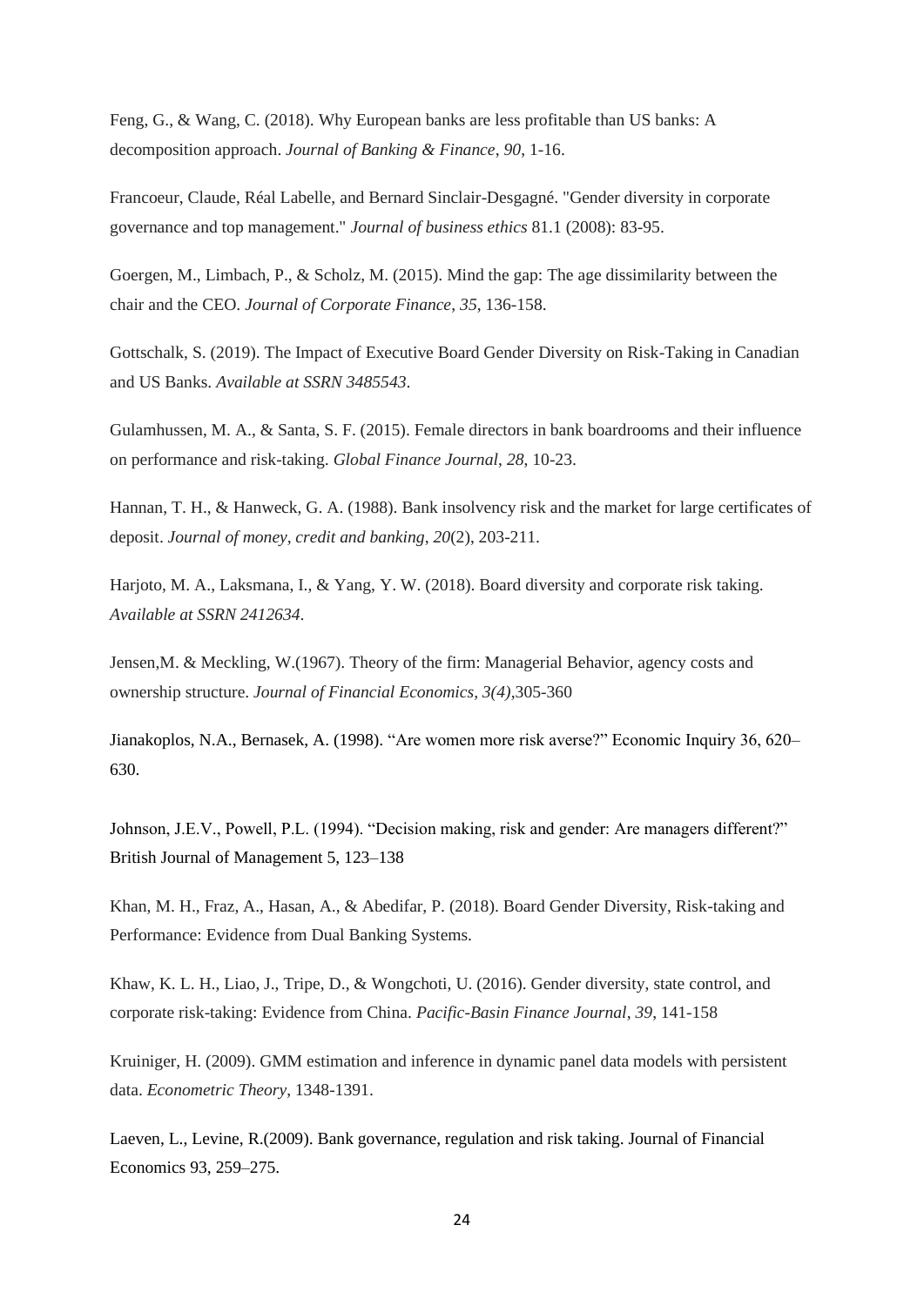Feng, G., & Wang, C. (2018). Why European banks are less profitable than US banks: A decomposition approach. *Journal of Banking & Finance*, *90*, 1-16.

Francoeur, Claude, Réal Labelle, and Bernard Sinclair-Desgagné. "Gender diversity in corporate governance and top management." *Journal of business ethics* 81.1 (2008): 83-95.

Goergen, M., Limbach, P., & Scholz, M. (2015). Mind the gap: The age dissimilarity between the chair and the CEO. *Journal of Corporate Finance*, *35*, 136-158.

Gottschalk, S. (2019). The Impact of Executive Board Gender Diversity on Risk-Taking in Canadian and US Banks. *Available at SSRN 3485543*.

Gulamhussen, M. A., & Santa, S. F. (2015). Female directors in bank boardrooms and their influence on performance and risk-taking. *Global Finance Journal*, *28*, 10-23.

Hannan, T. H., & Hanweck, G. A. (1988). Bank insolvency risk and the market for large certificates of deposit. *Journal of money, credit and banking*, *20*(2), 203-211.

Harjoto, M. A., Laksmana, I., & Yang, Y. W. (2018). Board diversity and corporate risk taking. *Available at SSRN 2412634*.

Jensen,M. & Meckling, W.(1967). Theory of the firm: Managerial Behavior, agency costs and ownership structure. *Journal of Financial Economics, 3(4)*,305-360

Jianakoplos, N.A., Bernasek, A. (1998). "Are women more risk averse?" Economic Inquiry 36, 620–630.

Johnson, J.E.V., Powell, P.L. (1994). "Decision making, risk and gender: Are managers different?" British Journal of Management 5, 123–138

Khan, M. H., Fraz, A., Hasan, A., & Abedifar, P. (2018). Board Gender Diversity, Risk-taking and Performance: Evidence from Dual Banking Systems.

Khaw, K. L. H., Liao, J., Tripe, D., & Wongchoti, U. (2016). Gender diversity, state control, and corporate risk-taking: Evidence from China. *Pacific-Basin Finance Journal*, *39*, 141-158

Kruiniger, H. (2009). GMM estimation and inference in dynamic panel data models with persistent data. *Econometric Theory*, 1348-1391.

Laeven, L., Levine, R.(2009). Bank governance, regulation and risk taking. Journal of Financial Economics 93, 259–275.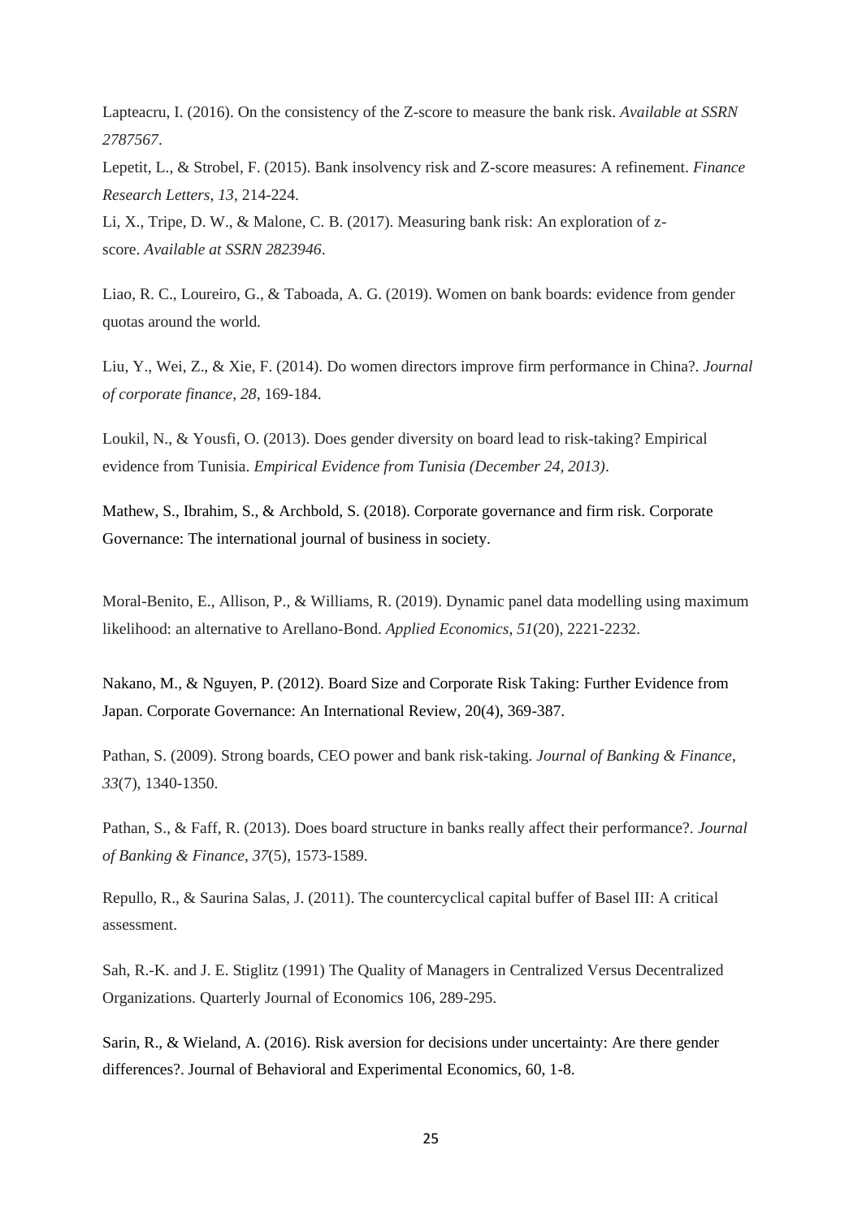Lapteacru, I. (2016). On the consistency of the Z-score to measure the bank risk. *Available at SSRN 2787567*.

Lepetit, L., & Strobel, F. (2015). Bank insolvency risk and Z-score measures: A refinement. *Finance Research Letters*, *13*, 214-224.

Li, X., Tripe, D. W., & Malone, C. B. (2017). Measuring bank risk: An exploration of z-score. *Available at SSRN 2823946*.

Liao, R. C., Loureiro, G., & Taboada, A. G. (2019). Women on bank boards: evidence from gender quotas around the world.

Liu, Y., Wei, Z., & Xie, F. (2014). Do women directors improve firm performance in China?. *Journal of corporate finance*, *28*, 169-184.

Loukil, N., & Yousfi, O. (2013). Does gender diversity on board lead to risk-taking? Empirical evidence from Tunisia. *Empirical Evidence from Tunisia (December 24, 2013)*.

Mathew, S., Ibrahim, S., & Archbold, S. (2018). Corporate governance and firm risk. Corporate Governance: The international journal of business in society.

Moral-Benito, E., Allison, P., & Williams, R. (2019). Dynamic panel data modelling using maximum likelihood: an alternative to Arellano-Bond. *Applied Economics*, *51*(20), 2221-2232.

Nakano, M., & Nguyen, P. (2012). Board Size and Corporate Risk Taking: Further Evidence from Japan. Corporate Governance: An International Review, 20(4), 369-387.

Pathan, S. (2009). Strong boards, CEO power and bank risk-taking. *Journal of Banking & Finance*, *33*(7), 1340-1350.

Pathan, S., & Faff, R. (2013). Does board structure in banks really affect their performance?. *Journal of Banking & Finance*, *37*(5), 1573-1589.

Repullo, R., & Saurina Salas, J. (2011). The countercyclical capital buffer of Basel III: A critical assessment.

Sah, R.-K. and J. E. Stiglitz (1991) The Quality of Managers in Centralized Versus Decentralized Organizations. Quarterly Journal of Economics 106, 289-295.

Sarin, R., & Wieland, A. (2016). Risk aversion for decisions under uncertainty: Are there gender differences?. Journal of Behavioral and Experimental Economics, 60, 1-8.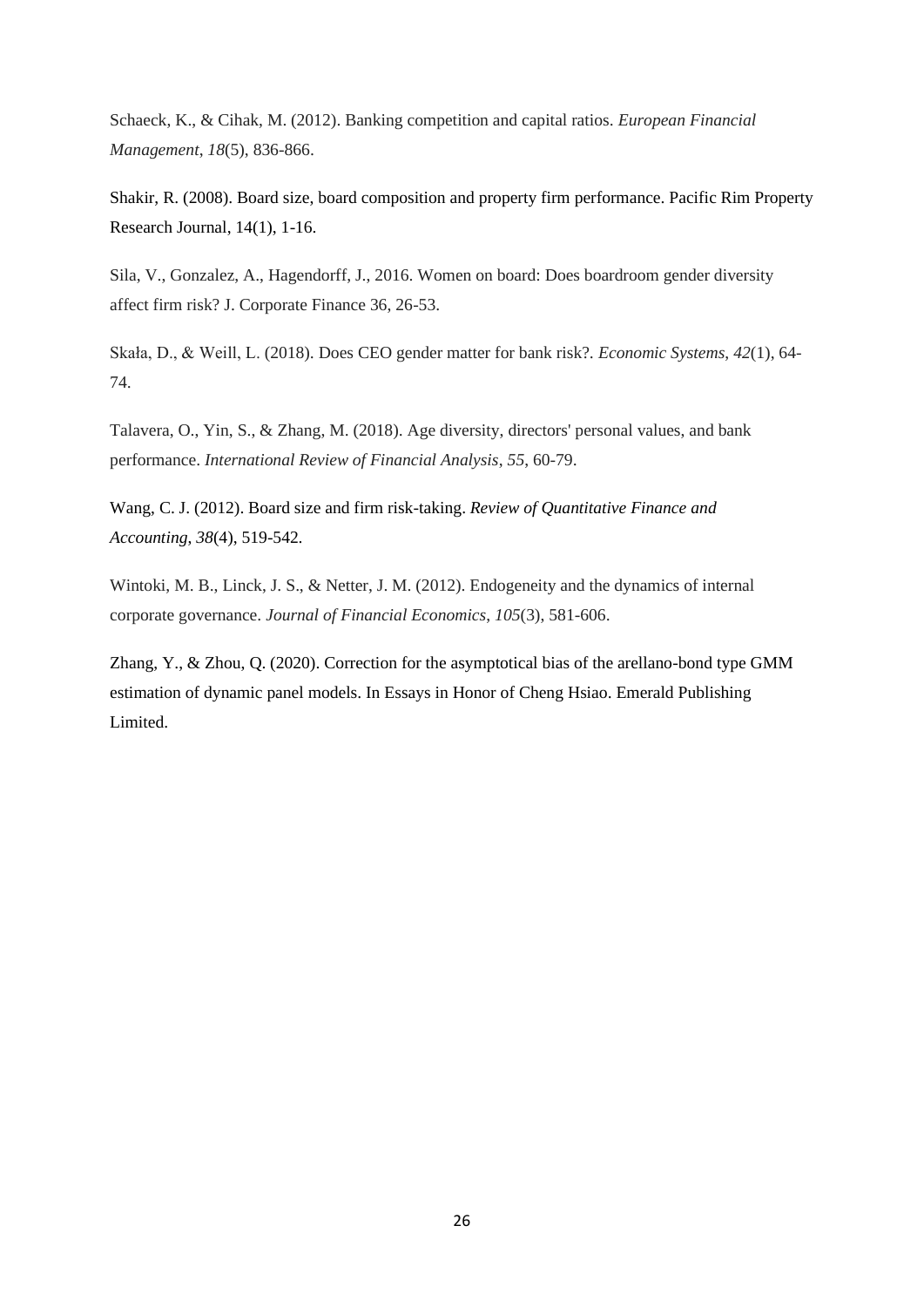Schaeck, K., & Cihak, M. (2012). Banking competition and capital ratios. *European Financial Management*, *18*(5), 836-866.

Shakir, R. (2008). Board size, board composition and property firm performance. Pacific Rim Property Research Journal, 14(1), 1-16.

Sila, V., Gonzalez, A., Hagendorff, J., 2016. Women on board: Does boardroom gender diversity affect firm risk? J. Corporate Finance 36, 26-53.

Skała, D., & Weill, L. (2018). Does CEO gender matter for bank risk?. *Economic Systems*, *42*(1), 64-74.

Talavera, O., Yin, S., & Zhang, M. (2018). Age diversity, directors' personal values, and bank performance. *International Review of Financial Analysis*, *55*, 60-79.

Wang, C. J. (2012). Board size and firm risk-taking. *Review of Quantitative Finance and Accounting*, *38*(4), 519-542.

Wintoki, M. B., Linck, J. S., & Netter, J. M. (2012). Endogeneity and the dynamics of internal corporate governance. *Journal of Financial Economics*, *105*(3), 581-606.

Zhang, Y., & Zhou, Q. (2020). Correction for the asymptotical bias of the arellano-bond type GMM estimation of dynamic panel models. In Essays in Honor of Cheng Hsiao. Emerald Publishing Limited.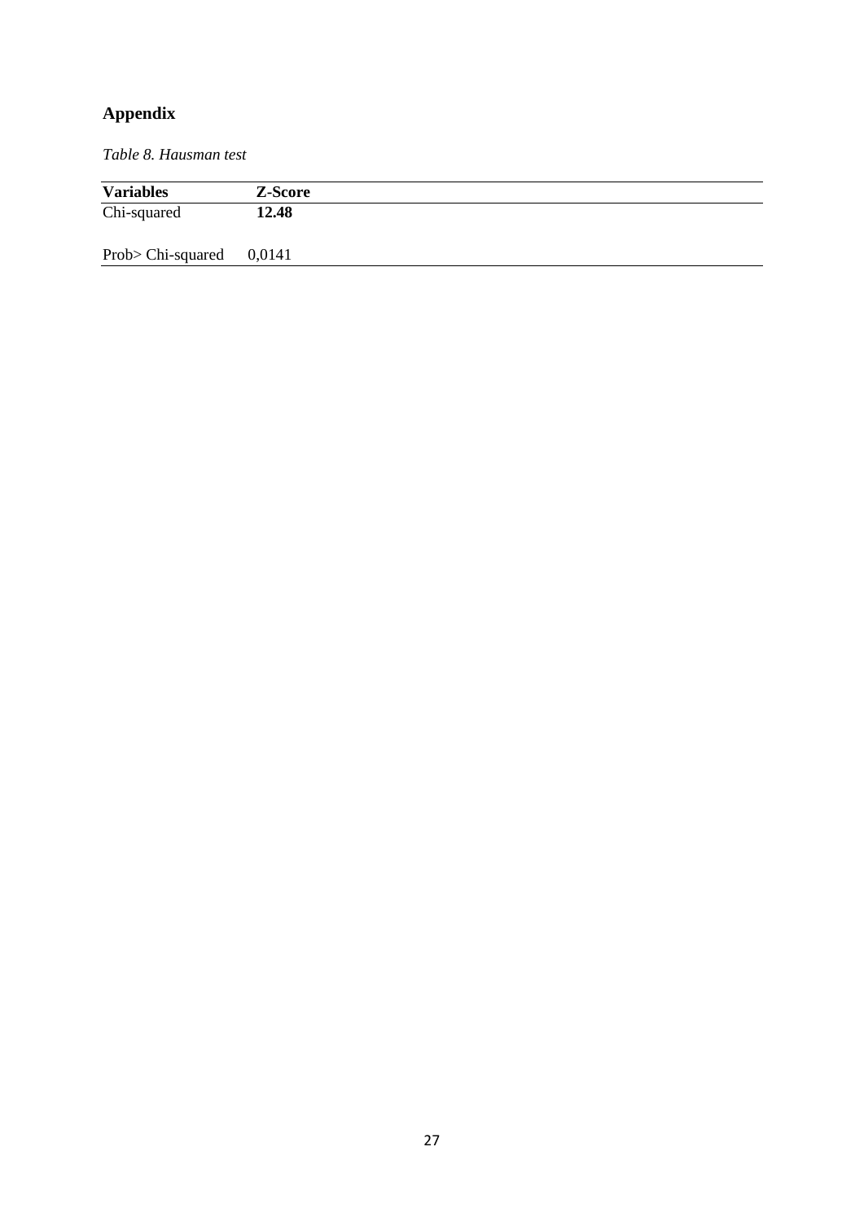# Appendix

*Table 8. Hausman test*

| **Variables** | **Z-Score** |
|---|---|
| Chi-squared | **12.48** |
| Prob> Chi-squared | 0,0141 |